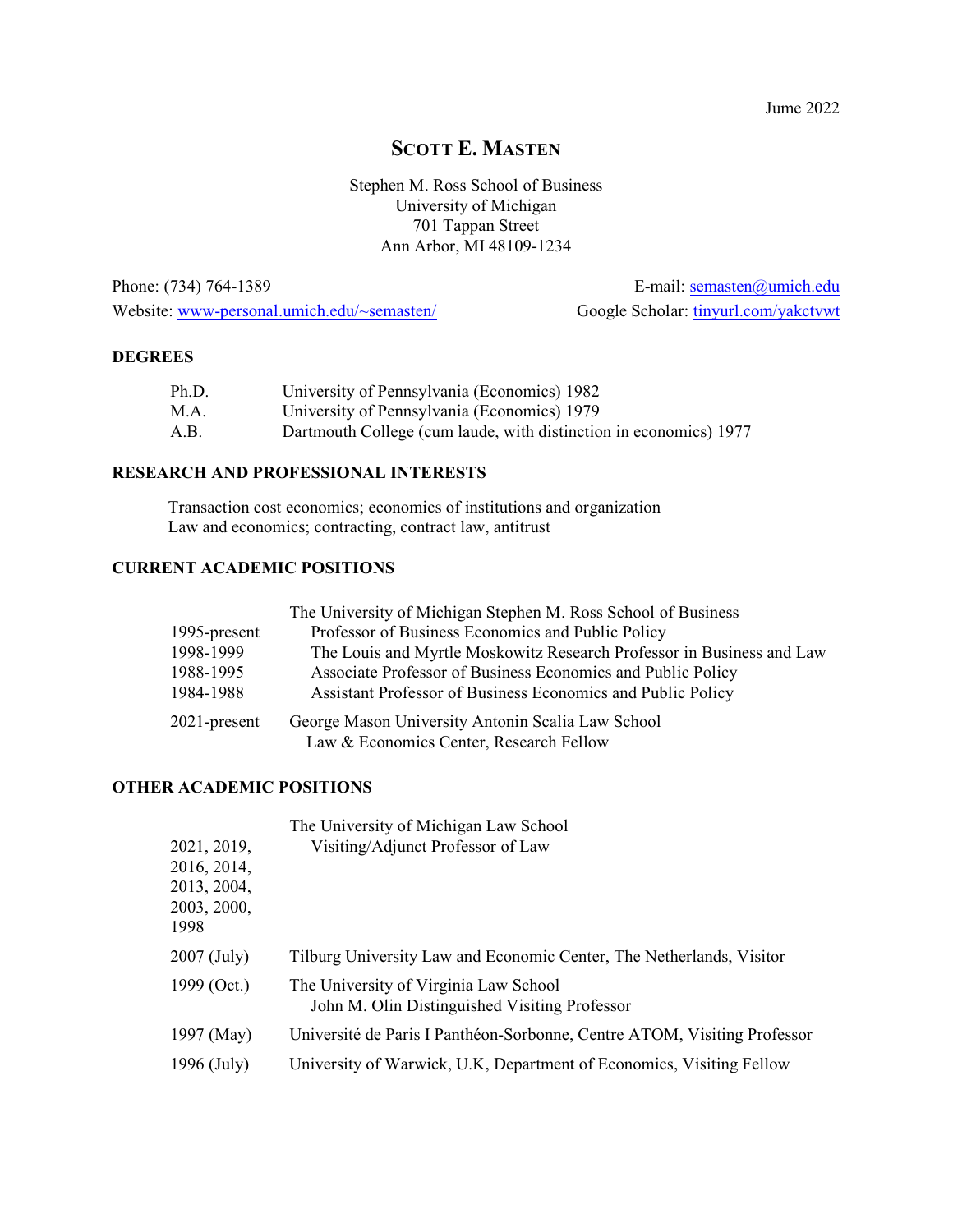June 2022

# SCOTT E. MASTEN

Stephen M. Ross School of Business
University of Michigan
701 Tappan Street
Ann Arbor, MI 48109-1234

Phone: (734) 764-1389 E-mail: semasten@umich.edu
Website: www-personal.umich.edu/~semasten/ Google Scholar: tinyurl.com/yakctvwt

## DEGREES

| | |
|---|---|
| Ph.D. | University of Pennsylvania (Economics) 1982 |
| M.A. | University of Pennsylvania (Economics) 1979 |
| A.B. | Dartmouth College (cum laude, with distinction in economics) 1977 |

## RESEARCH AND PROFESSIONAL INTERESTS

Transaction cost economics; economics of institutions and organization
Law and economics; contracting, contract law, antitrust

## CURRENT ACADEMIC POSITIONS

The University of Michigan Stephen M. Ross School of Business

| | |
|---|---|
| 1995-present | Professor of Business Economics and Public Policy |
| 1998-1999 | The Louis and Myrtle Moskowitz Research Professor in Business and Law |
| 1988-1995 | Associate Professor of Business Economics and Public Policy |
| 1984-1988 | Assistant Professor of Business Economics and Public Policy |
| 2021-present | George Mason University Antonin Scalia Law School<br>Law & Economics Center, Research Fellow |

## OTHER ACADEMIC POSITIONS

| | |
|---|---|
| 2021, 2019, 2016, 2014, 2013, 2004, 2003, 2000, 1998 | The University of Michigan Law School<br>Visiting/Adjunct Professor of Law |
| 2007 (July) | Tilburg University Law and Economic Center, The Netherlands, Visitor |
| 1999 (Oct.) | The University of Virginia Law School<br>John M. Olin Distinguished Visiting Professor |
| 1997 (May) | Université de Paris I Panthéon-Sorbonne, Centre ATOM, Visiting Professor |
| 1996 (July) | University of Warwick, U.K, Department of Economics, Visiting Fellow |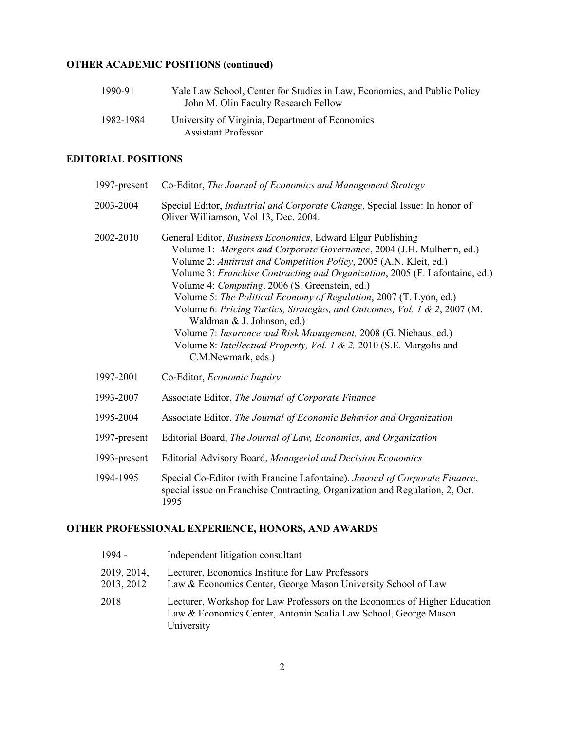## OTHER ACADEMIC POSITIONS (continued)

| | |
|---|---|
| 1990-91 | Yale Law School, Center for Studies in Law, Economics, and Public Policy<br>John M. Olin Faculty Research Fellow |
| 1982-1984 | University of Virginia, Department of Economics<br>Assistant Professor |

## EDITORIAL POSITIONS

| | |
|---|---|
| 1997-present | Co-Editor, *The Journal of Economics and Management Strategy* |
| 2003-2004 | Special Editor, *Industrial and Corporate Change*, Special Issue: In honor of Oliver Williamson, Vol 13, Dec. 2004. |
| 2002-2010 | General Editor, *Business Economics*, Edward Elgar Publishing<br>Volume 1: *Mergers and Corporate Governance*, 2004 (J.H. Mulherin, ed.)<br>Volume 2: *Antitrust and Competition Policy*, 2005 (A.N. Kleit, ed.)<br>Volume 3: *Franchise Contracting and Organization*, 2005 (F. Lafontaine, ed.)<br>Volume 4: *Computing*, 2006 (S. Greenstein, ed.)<br>Volume 5: *The Political Economy of Regulation*, 2007 (T. Lyon, ed.)<br>Volume 6: *Pricing Tactics, Strategies, and Outcomes, Vol. 1 & 2*, 2007 (M. Waldman & J. Johnson, ed.)<br>Volume 7: *Insurance and Risk Management,* 2008 (G. Niehaus, ed.)<br>Volume 8: *Intellectual Property, Vol. 1 & 2,* 2010 (S.E. Margolis and C.M.Newmark, eds.) |
| 1997-2001 | Co-Editor, *Economic Inquiry* |
| 1993-2007 | Associate Editor, *The Journal of Corporate Finance* |
| 1995-2004 | Associate Editor, *The Journal of Economic Behavior and Organization* |
| 1997-present | Editorial Board, *The Journal of Law, Economics, and Organization* |
| 1993-present | Editorial Advisory Board, *Managerial and Decision Economics* |
| 1994-1995 | Special Co-Editor (with Francine Lafontaine), *Journal of Corporate Finance*, special issue on Franchise Contracting, Organization and Regulation, 2, Oct. 1995 |

## OTHER PROFESSIONAL EXPERIENCE, HONORS, AND AWARDS

| | |
|---|---|
| 1994 - | Independent litigation consultant |
| 2019, 2014, 2013, 2012 | Lecturer, Economics Institute for Law Professors<br>Law & Economics Center, George Mason University School of Law |
| 2018 | Lecturer, Workshop for Law Professors on the Economics of Higher Education<br>Law & Economics Center, Antonin Scalia Law School, George Mason University |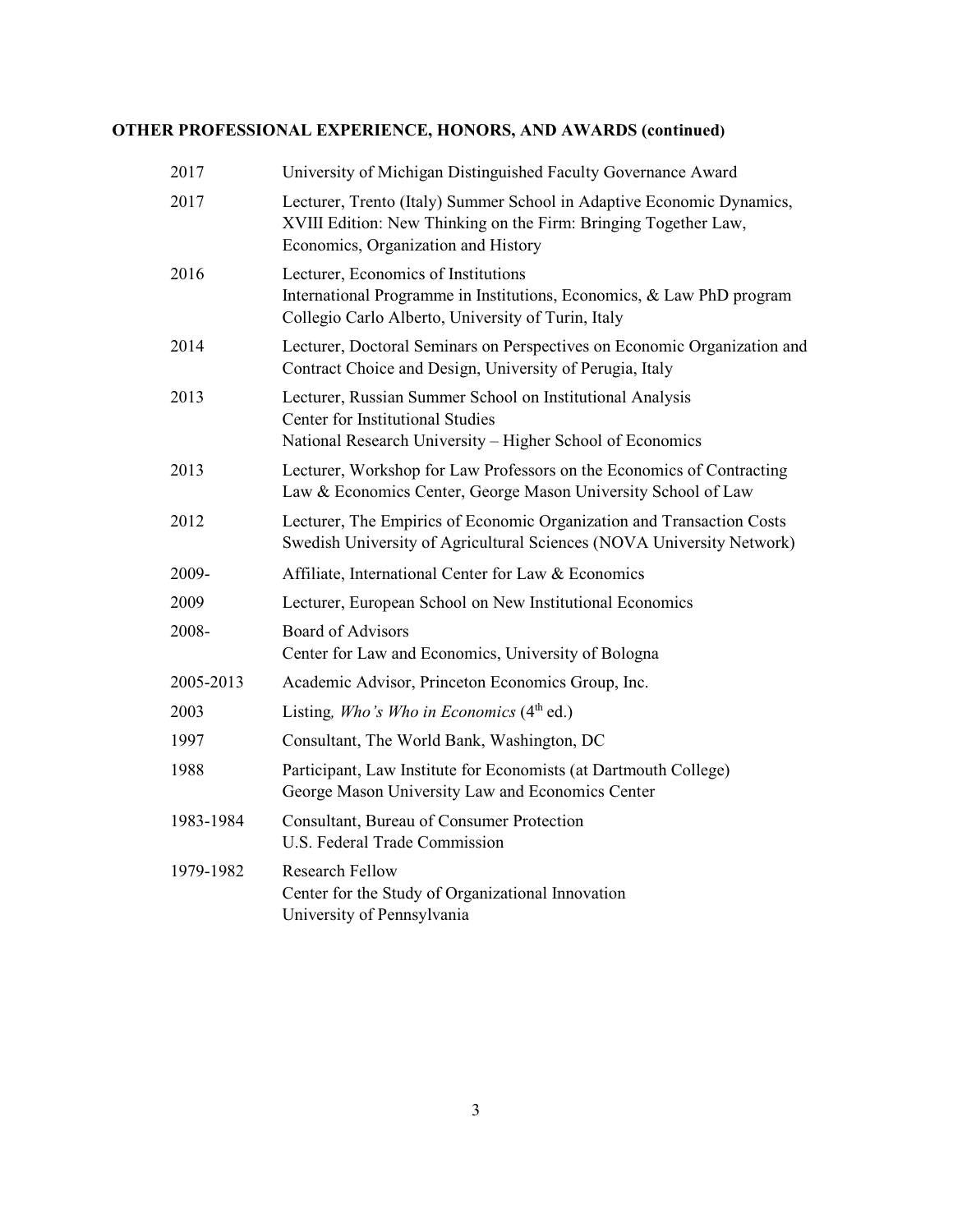**OTHER PROFESSIONAL EXPERIENCE, HONORS, AND AWARDS (continued)**

| | |
|---|---|
| 2017 | University of Michigan Distinguished Faculty Governance Award |
| 2017 | Lecturer, Trento (Italy) Summer School in Adaptive Economic Dynamics, XVIII Edition: New Thinking on the Firm: Bringing Together Law, Economics, Organization and History |
| 2016 | Lecturer, Economics of Institutions<br>International Programme in Institutions, Economics, & Law PhD program<br>Collegio Carlo Alberto, University of Turin, Italy |
| 2014 | Lecturer, Doctoral Seminars on Perspectives on Economic Organization and Contract Choice and Design, University of Perugia, Italy |
| 2013 | Lecturer, Russian Summer School on Institutional Analysis<br>Center for Institutional Studies<br>National Research University – Higher School of Economics |
| 2013 | Lecturer, Workshop for Law Professors on the Economics of Contracting<br>Law & Economics Center, George Mason University School of Law |
| 2012 | Lecturer, The Empirics of Economic Organization and Transaction Costs<br>Swedish University of Agricultural Sciences (NOVA University Network) |
| 2009- | Affiliate, International Center for Law & Economics |
| 2009 | Lecturer, European School on New Institutional Economics |
| 2008- | Board of Advisors<br>Center for Law and Economics, University of Bologna |
| 2005-2013 | Academic Advisor, Princeton Economics Group, Inc. |
| 2003 | Listing*, Who's Who in Economics* (4th ed.) |
| 1997 | Consultant, The World Bank, Washington, DC |
| 1988 | Participant, Law Institute for Economists (at Dartmouth College)<br>George Mason University Law and Economics Center |
| 1983-1984 | Consultant, Bureau of Consumer Protection<br>U.S. Federal Trade Commission |
| 1979-1982 | Research Fellow<br>Center for the Study of Organizational Innovation<br>University of Pennsylvania |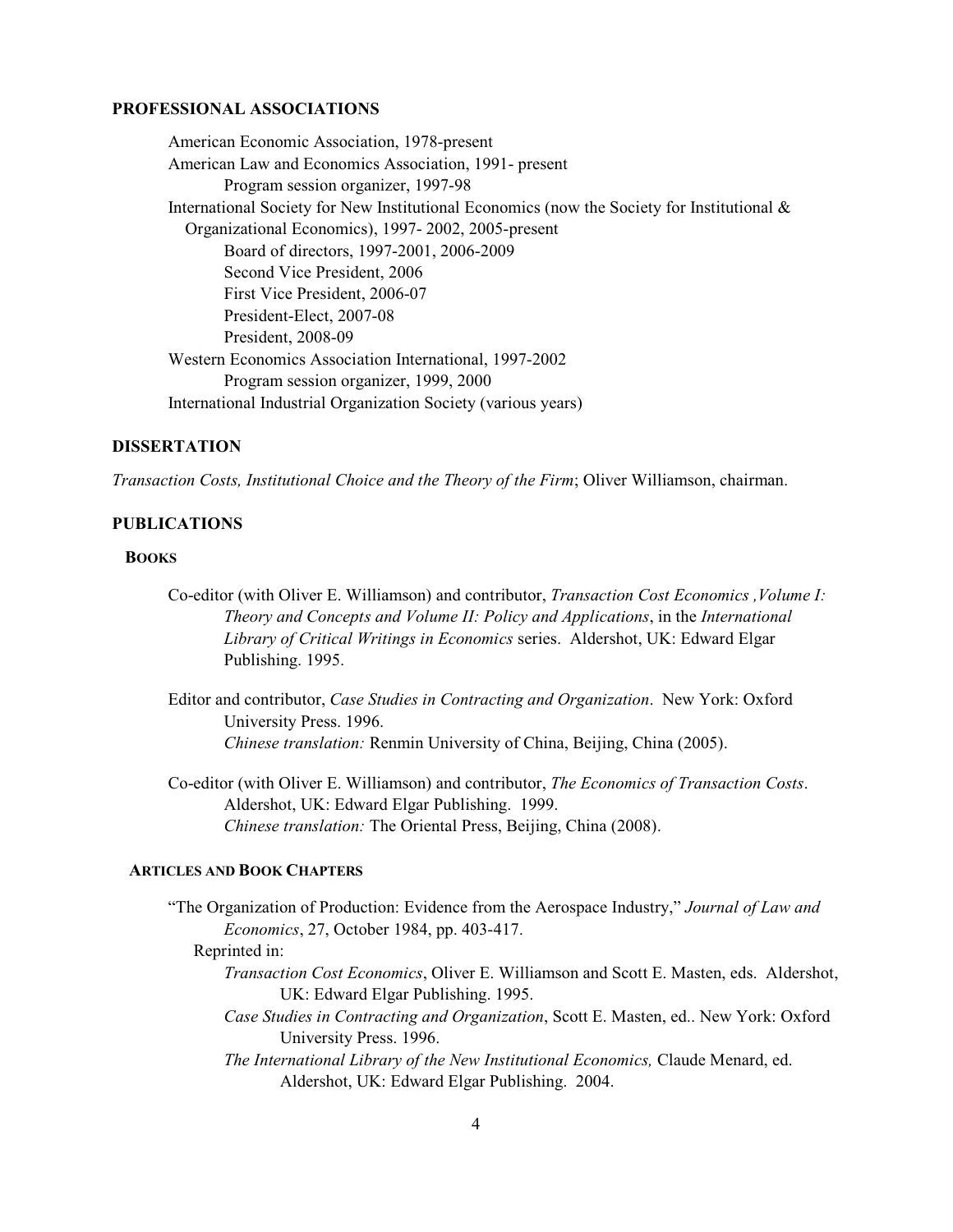## PROFESSIONAL ASSOCIATIONS

American Economic Association, 1978-present
American Law and Economics Association, 1991- present
    Program session organizer, 1997-98
International Society for New Institutional Economics (now the Society for Institutional & Organizational Economics), 1997- 2002, 2005-present
    Board of directors, 1997-2001, 2006-2009
    Second Vice President, 2006
    First Vice President, 2006-07
    President-Elect, 2007-08
    President, 2008-09
Western Economics Association International, 1997-2002
    Program session organizer, 1999, 2000
International Industrial Organization Society (various years)

## DISSERTATION

*Transaction Costs, Institutional Choice and the Theory of the Firm*; Oliver Williamson, chairman.

## PUBLICATIONS

### BOOKS

Co-editor (with Oliver E. Williamson) and contributor, *Transaction Cost Economics ,Volume I: Theory and Concepts and Volume II: Policy and Applications*, in the *International Library of Critical Writings in Economics* series. Aldershot, UK: Edward Elgar Publishing. 1995.

Editor and contributor, *Case Studies in Contracting and Organization*. New York: Oxford University Press. 1996.
    *Chinese translation:* Renmin University of China, Beijing, China (2005).

Co-editor (with Oliver E. Williamson) and contributor, *The Economics of Transaction Costs*. Aldershot, UK: Edward Elgar Publishing. 1999.
    *Chinese translation:* The Oriental Press, Beijing, China (2008).

### ARTICLES AND BOOK CHAPTERS

"The Organization of Production: Evidence from the Aerospace Industry," *Journal of Law and Economics*, 27, October 1984, pp. 403-417.
  Reprinted in:
    *Transaction Cost Economics*, Oliver E. Williamson and Scott E. Masten, eds. Aldershot, UK: Edward Elgar Publishing. 1995.
    *Case Studies in Contracting and Organization*, Scott E. Masten, ed.. New York: Oxford University Press. 1996.
    *The International Library of the New Institutional Economics,* Claude Menard, ed. Aldershot, UK: Edward Elgar Publishing. 2004.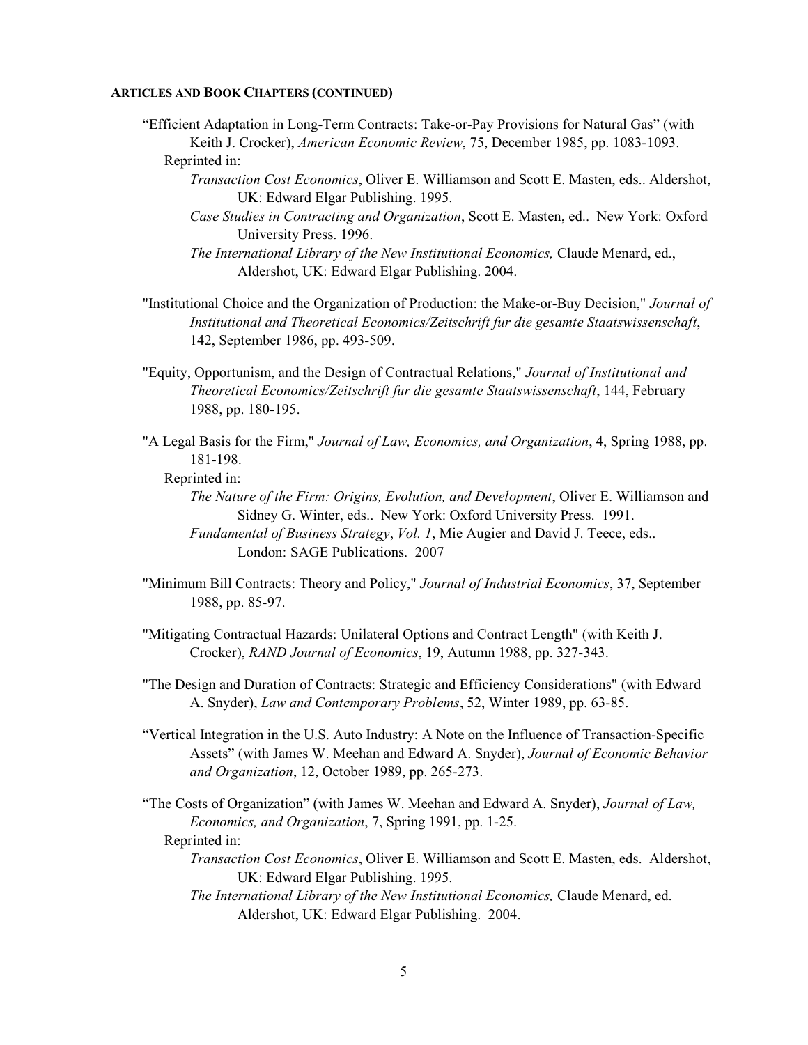#### **Articles and Book Chapters (continued)**

"Efficient Adaptation in Long-Term Contracts: Take-or-Pay Provisions for Natural Gas" (with Keith J. Crocker), *American Economic Review*, 75, December 1985, pp. 1083-1093.
  Reprinted in:
    *Transaction Cost Economics*, Oliver E. Williamson and Scott E. Masten, eds.. Aldershot, UK: Edward Elgar Publishing. 1995.
    *Case Studies in Contracting and Organization*, Scott E. Masten, ed.. New York: Oxford University Press. 1996.
    *The International Library of the New Institutional Economics,* Claude Menard, ed., Aldershot, UK: Edward Elgar Publishing. 2004.

"Institutional Choice and the Organization of Production: the Make-or-Buy Decision," *Journal of Institutional and Theoretical Economics/Zeitschrift fur die gesamte Staatswissenschaft*, 142, September 1986, pp. 493-509.

"Equity, Opportunism, and the Design of Contractual Relations," *Journal of Institutional and Theoretical Economics/Zeitschrift fur die gesamte Staatswissenschaft*, 144, February 1988, pp. 180-195.

"A Legal Basis for the Firm," *Journal of Law, Economics, and Organization*, 4, Spring 1988, pp. 181-198.
  Reprinted in:
    *The Nature of the Firm: Origins, Evolution, and Development*, Oliver E. Williamson and Sidney G. Winter, eds.. New York: Oxford University Press. 1991.
    *Fundamental of Business Strategy*, *Vol. 1*, Mie Augier and David J. Teece, eds.. London: SAGE Publications. 2007

"Minimum Bill Contracts: Theory and Policy," *Journal of Industrial Economics*, 37, September 1988, pp. 85-97.

"Mitigating Contractual Hazards: Unilateral Options and Contract Length" (with Keith J. Crocker), *RAND Journal of Economics*, 19, Autumn 1988, pp. 327-343.

"The Design and Duration of Contracts: Strategic and Efficiency Considerations" (with Edward A. Snyder), *Law and Contemporary Problems*, 52, Winter 1989, pp. 63-85.

"Vertical Integration in the U.S. Auto Industry: A Note on the Influence of Transaction-Specific Assets" (with James W. Meehan and Edward A. Snyder), *Journal of Economic Behavior and Organization*, 12, October 1989, pp. 265-273.

"The Costs of Organization" (with James W. Meehan and Edward A. Snyder), *Journal of Law, Economics, and Organization*, 7, Spring 1991, pp. 1-25.
  Reprinted in:
    *Transaction Cost Economics*, Oliver E. Williamson and Scott E. Masten, eds. Aldershot, UK: Edward Elgar Publishing. 1995.
    *The International Library of the New Institutional Economics,* Claude Menard, ed. Aldershot, UK: Edward Elgar Publishing. 2004.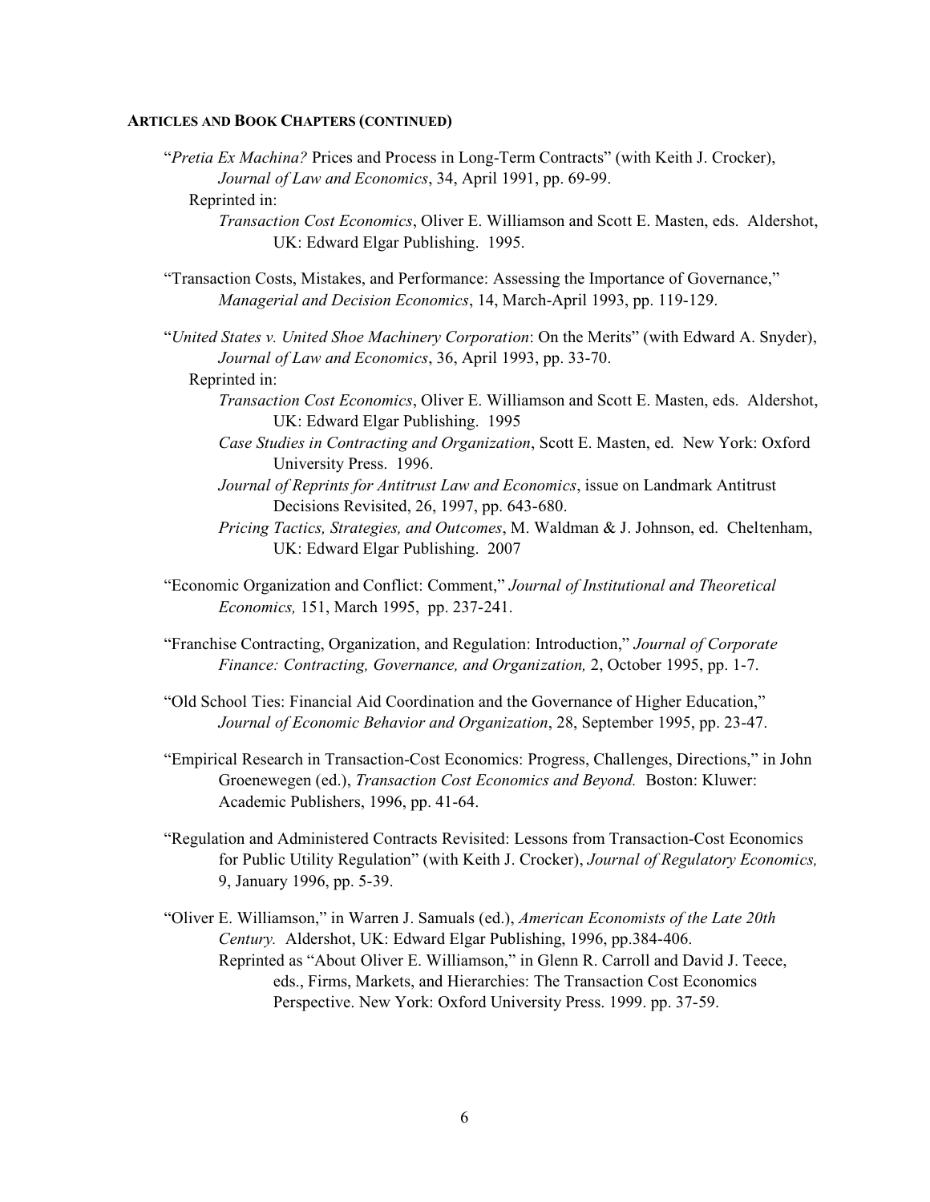**ARTICLES AND BOOK CHAPTERS (CONTINUED)**

"*Pretia Ex Machina?* Prices and Process in Long-Term Contracts" (with Keith J. Crocker), *Journal of Law and Economics*, 34, April 1991, pp. 69-99.
  Reprinted in:
    *Transaction Cost Economics*, Oliver E. Williamson and Scott E. Masten, eds. Aldershot, UK: Edward Elgar Publishing. 1995.

"Transaction Costs, Mistakes, and Performance: Assessing the Importance of Governance," *Managerial and Decision Economics*, 14, March-April 1993, pp. 119-129.

"*United States v. United Shoe Machinery Corporation*: On the Merits" (with Edward A. Snyder), *Journal of Law and Economics*, 36, April 1993, pp. 33-70.
  Reprinted in:
    *Transaction Cost Economics*, Oliver E. Williamson and Scott E. Masten, eds. Aldershot, UK: Edward Elgar Publishing. 1995
    *Case Studies in Contracting and Organization*, Scott E. Masten, ed. New York: Oxford University Press. 1996.
    *Journal of Reprints for Antitrust Law and Economics*, issue on Landmark Antitrust Decisions Revisited, 26, 1997, pp. 643-680.
    *Pricing Tactics, Strategies, and Outcomes*, M. Waldman & J. Johnson, ed. Cheltenham, UK: Edward Elgar Publishing. 2007

"Economic Organization and Conflict: Comment," *Journal of Institutional and Theoretical Economics,* 151, March 1995, pp. 237-241.

"Franchise Contracting, Organization, and Regulation: Introduction," *Journal of Corporate Finance: Contracting, Governance, and Organization,* 2, October 1995, pp. 1-7.

"Old School Ties: Financial Aid Coordination and the Governance of Higher Education," *Journal of Economic Behavior and Organization*, 28, September 1995, pp. 23-47.

"Empirical Research in Transaction-Cost Economics: Progress, Challenges, Directions," in John Groenewegen (ed.), *Transaction Cost Economics and Beyond.* Boston: Kluwer: Academic Publishers, 1996, pp. 41-64.

"Regulation and Administered Contracts Revisited: Lessons from Transaction-Cost Economics for Public Utility Regulation" (with Keith J. Crocker), *Journal of Regulatory Economics,* 9, January 1996, pp. 5-39.

"Oliver E. Williamson," in Warren J. Samuals (ed.), *American Economists of the Late 20th Century.* Aldershot, UK: Edward Elgar Publishing, 1996, pp.384-406.
  Reprinted as "About Oliver E. Williamson," in Glenn R. Carroll and David J. Teece, eds., Firms, Markets, and Hierarchies: The Transaction Cost Economics Perspective. New York: Oxford University Press. 1999. pp. 37-59.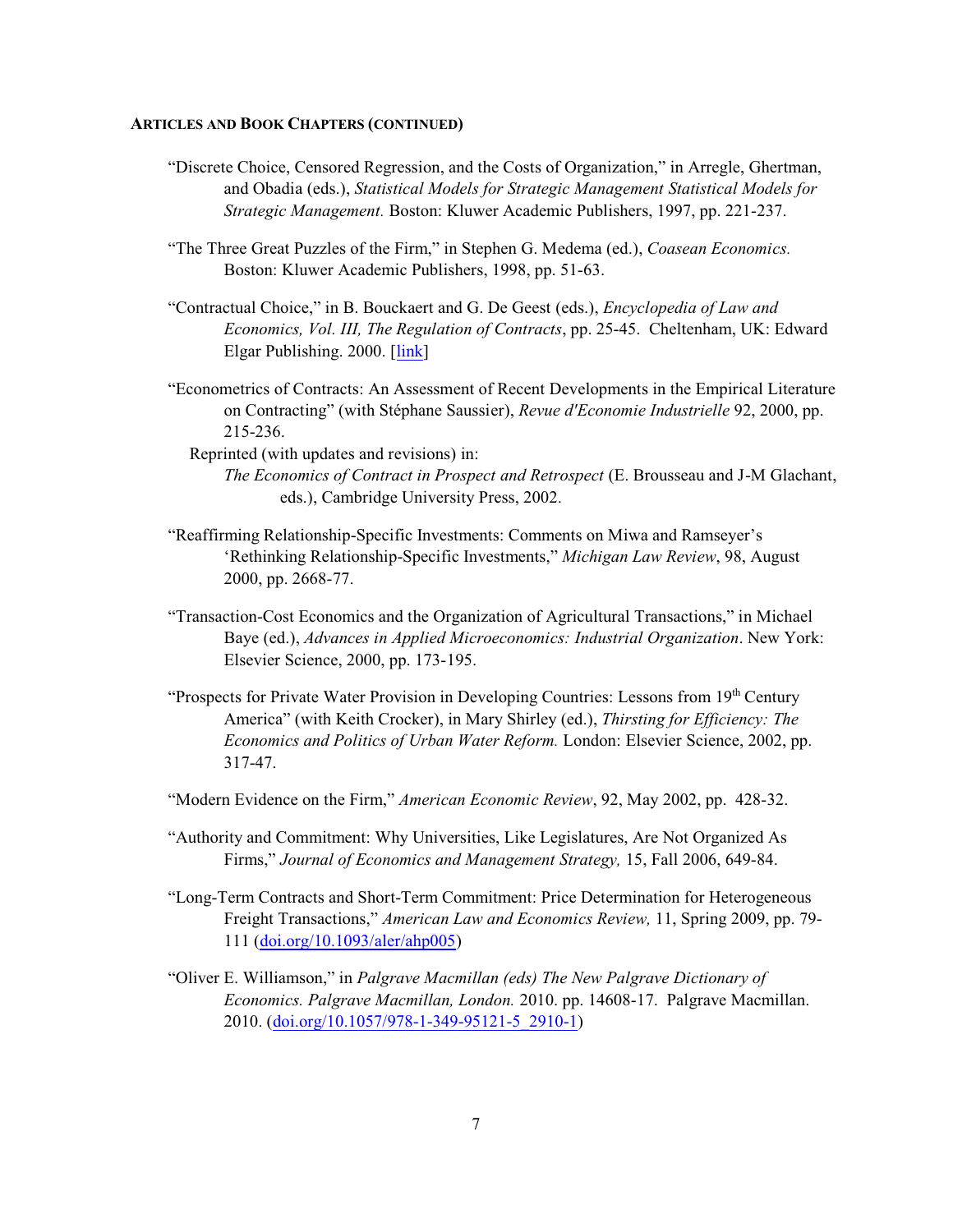**ARTICLES AND BOOK CHAPTERS (CONTINUED)**

"Discrete Choice, Censored Regression, and the Costs of Organization," in Arregle, Ghertman, and Obadia (eds.), *Statistical Models for Strategic Management Statistical Models for Strategic Management.* Boston: Kluwer Academic Publishers, 1997, pp. 221-237.

"The Three Great Puzzles of the Firm," in Stephen G. Medema (ed.), *Coasean Economics.* Boston: Kluwer Academic Publishers, 1998, pp. 51-63.

"Contractual Choice," in B. Bouckaert and G. De Geest (eds.), *Encyclopedia of Law and Economics, Vol. III, The Regulation of Contracts*, pp. 25-45. Cheltenham, UK: Edward Elgar Publishing. 2000. [link]

"Econometrics of Contracts: An Assessment of Recent Developments in the Empirical Literature on Contracting" (with Stéphane Saussier), *Revue d'Economie Industrielle* 92, 2000, pp. 215-236.

Reprinted (with updates and revisions) in:
*The Economics of Contract in Prospect and Retrospect* (E. Brousseau and J-M Glachant, eds.), Cambridge University Press, 2002.

"Reaffirming Relationship-Specific Investments: Comments on Miwa and Ramseyer's 'Rethinking Relationship-Specific Investments," *Michigan Law Review*, 98, August 2000, pp. 2668-77.

"Transaction-Cost Economics and the Organization of Agricultural Transactions," in Michael Baye (ed.), *Advances in Applied Microeconomics: Industrial Organization*. New York: Elsevier Science, 2000, pp. 173-195.

"Prospects for Private Water Provision in Developing Countries: Lessons from 19th Century America" (with Keith Crocker), in Mary Shirley (ed.), *Thirsting for Efficiency: The Economics and Politics of Urban Water Reform.* London: Elsevier Science, 2002, pp. 317-47.

"Modern Evidence on the Firm," *American Economic Review*, 92, May 2002, pp. 428-32.

"Authority and Commitment: Why Universities, Like Legislatures, Are Not Organized As Firms," *Journal of Economics and Management Strategy,* 15, Fall 2006, 649-84.

"Long-Term Contracts and Short-Term Commitment: Price Determination for Heterogeneous Freight Transactions," *American Law and Economics Review,* 11, Spring 2009, pp. 79-111 (doi.org/10.1093/aler/ahp005)

"Oliver E. Williamson," in *Palgrave Macmillan (eds) The New Palgrave Dictionary of Economics. Palgrave Macmillan, London.* 2010. pp. 14608-17. Palgrave Macmillan. 2010. (doi.org/10.1057/978-1-349-95121-5_2910-1)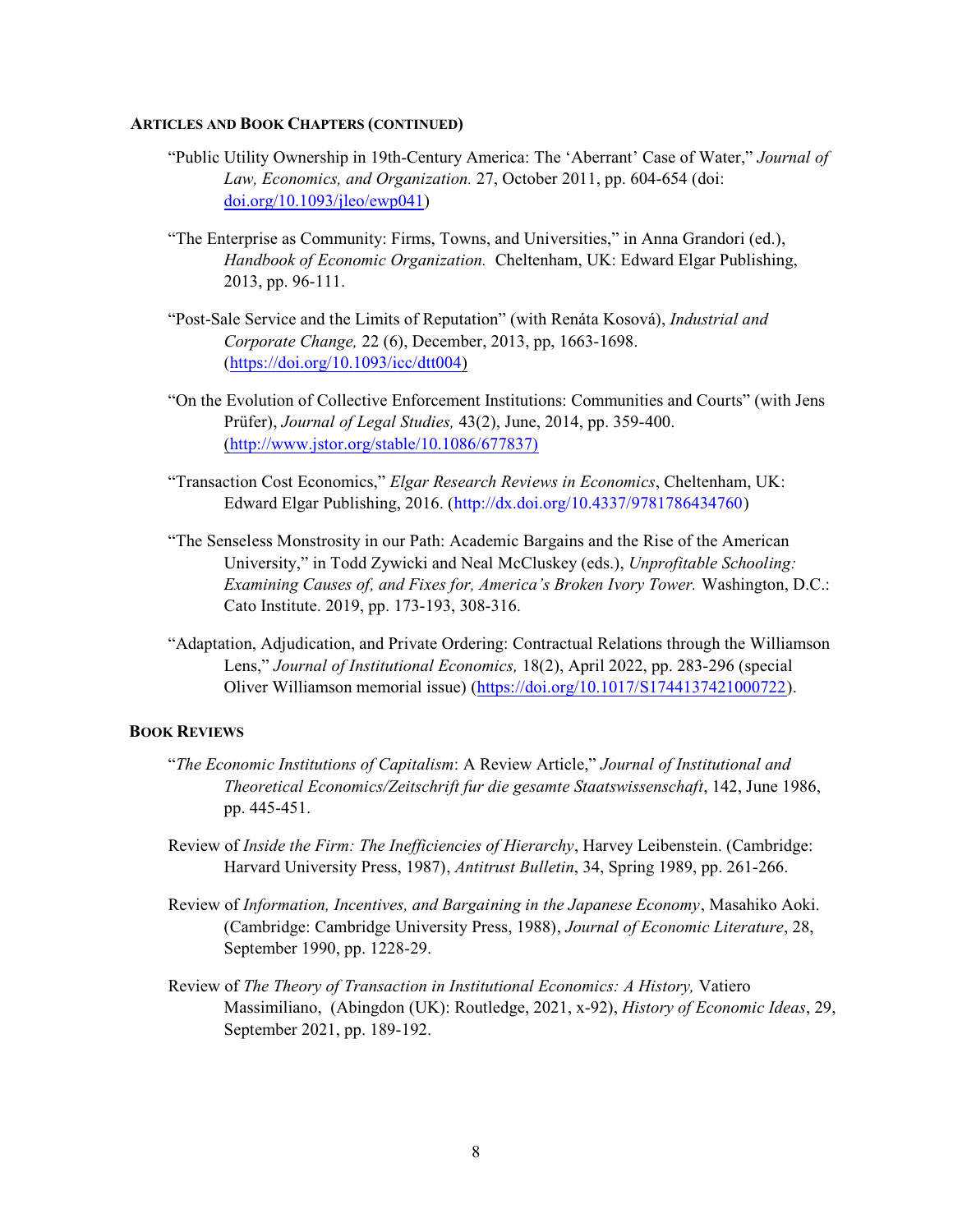### Articles and Book Chapters (continued)

"Public Utility Ownership in 19th-Century America: The 'Aberrant' Case of Water," *Journal of Law, Economics, and Organization.* 27, October 2011, pp. 604-654 (doi: doi.org/10.1093/jleo/ewp041)

"The Enterprise as Community: Firms, Towns, and Universities," in Anna Grandori (ed.), *Handbook of Economic Organization.* Cheltenham, UK: Edward Elgar Publishing, 2013, pp. 96-111.

"Post-Sale Service and the Limits of Reputation" (with Renáta Kosová), *Industrial and Corporate Change,* 22 (6), December, 2013, pp, 1663-1698. (https://doi.org/10.1093/icc/dtt004)

"On the Evolution of Collective Enforcement Institutions: Communities and Courts" (with Jens Prüfer), *Journal of Legal Studies,* 43(2), June, 2014, pp. 359-400. (http://www.jstor.org/stable/10.1086/677837)

"Transaction Cost Economics," *Elgar Research Reviews in Economics*, Cheltenham, UK: Edward Elgar Publishing, 2016. (http://dx.doi.org/10.4337/9781786434760)

"The Senseless Monstrosity in our Path: Academic Bargains and the Rise of the American University," in Todd Zywicki and Neal McCluskey (eds.), *Unprofitable Schooling: Examining Causes of, and Fixes for, America's Broken Ivory Tower.* Washington, D.C.: Cato Institute. 2019, pp. 173-193, 308-316.

"Adaptation, Adjudication, and Private Ordering: Contractual Relations through the Williamson Lens," *Journal of Institutional Economics,* 18(2), April 2022, pp. 283-296 (special Oliver Williamson memorial issue) (https://doi.org/10.1017/S1744137421000722).

### Book Reviews

"*The Economic Institutions of Capitalism*: A Review Article," *Journal of Institutional and Theoretical Economics/Zeitschrift fur die gesamte Staatswissenschaft*, 142, June 1986, pp. 445-451.

Review of *Inside the Firm: The Inefficiencies of Hierarchy*, Harvey Leibenstein. (Cambridge: Harvard University Press, 1987), *Antitrust Bulletin*, 34, Spring 1989, pp. 261-266.

Review of *Information, Incentives, and Bargaining in the Japanese Economy*, Masahiko Aoki. (Cambridge: Cambridge University Press, 1988), *Journal of Economic Literature*, 28, September 1990, pp. 1228-29.

Review of *The Theory of Transaction in Institutional Economics: A History,* Vatiero Massimiliano, (Abingdon (UK): Routledge, 2021, x-92), *History of Economic Ideas*, 29, September 2021, pp. 189-192.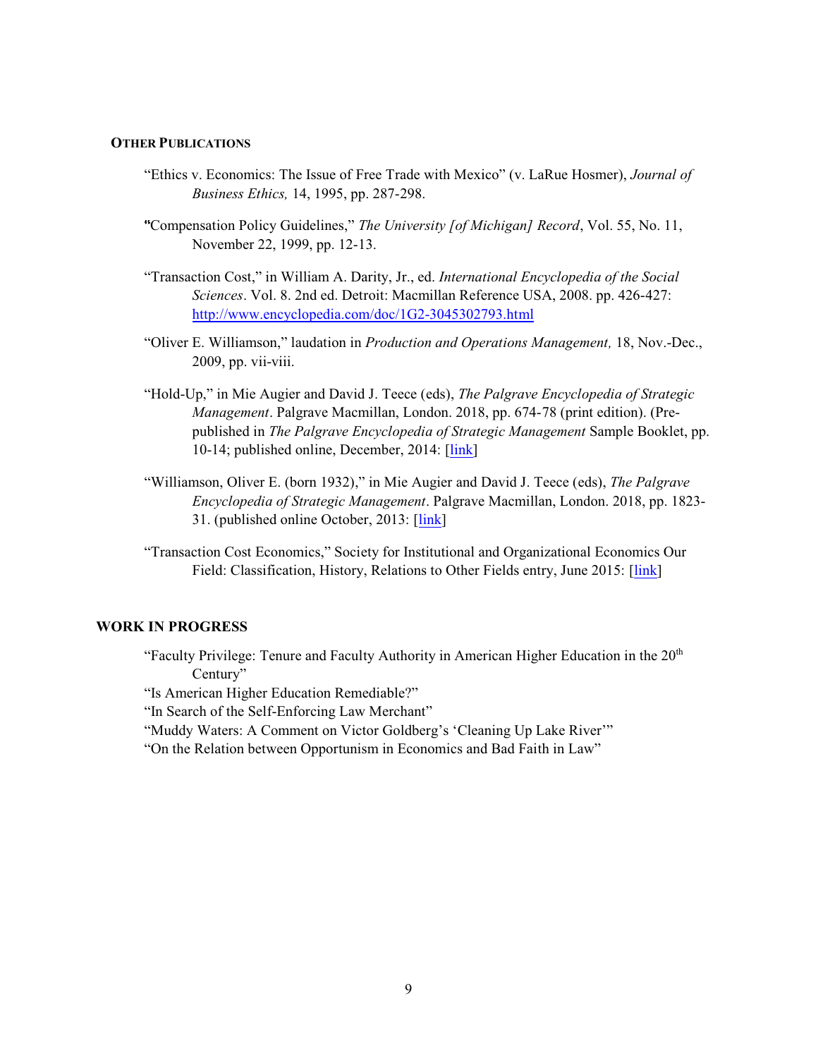### Other Publications

“Ethics v. Economics: The Issue of Free Trade with Mexico” (v. LaRue Hosmer), *Journal of Business Ethics,* 14, 1995, pp. 287-298.

"Compensation Policy Guidelines,” *The University [of Michigan] Record*, Vol. 55, No. 11, November 22, 1999, pp. 12-13.

“Transaction Cost,” in William A. Darity, Jr., ed. *International Encyclopedia of the Social Sciences*. Vol. 8. 2nd ed. Detroit: Macmillan Reference USA, 2008. pp. 426-427: http://www.encyclopedia.com/doc/1G2-3045302793.html

“Oliver E. Williamson,” laudation in *Production and Operations Management,* 18, Nov.-Dec., 2009, pp. vii-viii.

“Hold-Up,” in Mie Augier and David J. Teece (eds), *The Palgrave Encyclopedia of Strategic Management*. Palgrave Macmillan, London. 2018, pp. 674-78 (print edition). (Pre-published in *The Palgrave Encyclopedia of Strategic Management* Sample Booklet, pp. 10-14; published online, December, 2014: [link]

“Williamson, Oliver E. (born 1932),” in Mie Augier and David J. Teece (eds), *The Palgrave Encyclopedia of Strategic Management*. Palgrave Macmillan, London. 2018, pp. 1823-31. (published online October, 2013: [link]

“Transaction Cost Economics,” Society for Institutional and Organizational Economics Our Field: Classification, History, Relations to Other Fields entry, June 2015: [link]

### WORK IN PROGRESS

“Faculty Privilege: Tenure and Faculty Authority in American Higher Education in the 20th Century”

“Is American Higher Education Remediable?”

“In Search of the Self-Enforcing Law Merchant”

“Muddy Waters: A Comment on Victor Goldberg’s ‘Cleaning Up Lake River’”

“On the Relation between Opportunism in Economics and Bad Faith in Law”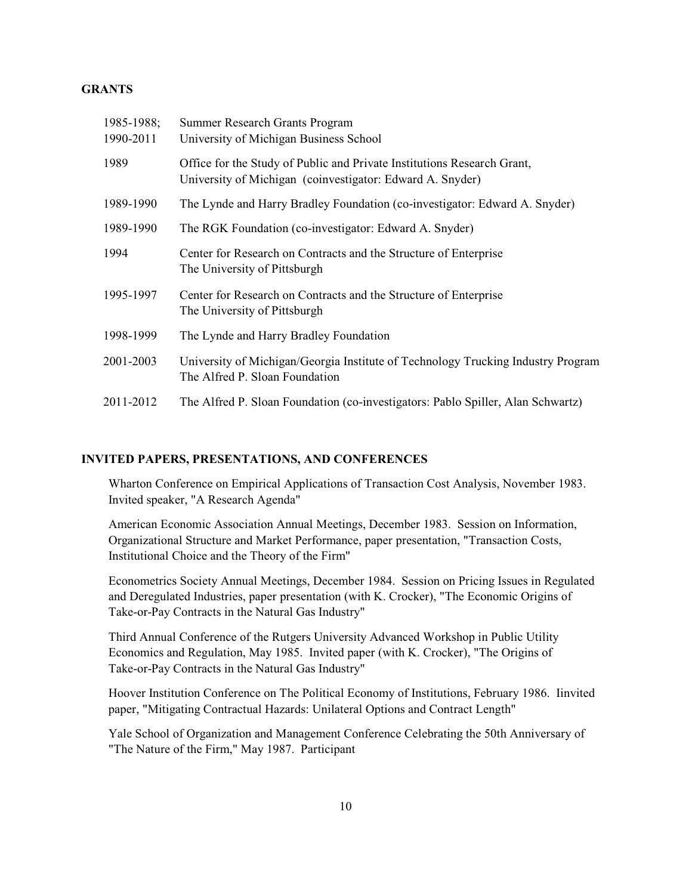## GRANTS

| | |
|---|---|
| 1985-1988; 1990-2011 | Summer Research Grants Program<br>University of Michigan Business School |
| 1989 | Office for the Study of Public and Private Institutions Research Grant, University of Michigan (coinvestigator: Edward A. Snyder) |
| 1989-1990 | The Lynde and Harry Bradley Foundation (co-investigator: Edward A. Snyder) |
| 1989-1990 | The RGK Foundation (co-investigator: Edward A. Snyder) |
| 1994 | Center for Research on Contracts and the Structure of Enterprise<br>The University of Pittsburgh |
| 1995-1997 | Center for Research on Contracts and the Structure of Enterprise<br>The University of Pittsburgh |
| 1998-1999 | The Lynde and Harry Bradley Foundation |
| 2001-2003 | University of Michigan/Georgia Institute of Technology Trucking Industry Program<br>The Alfred P. Sloan Foundation |
| 2011-2012 | The Alfred P. Sloan Foundation (co-investigators: Pablo Spiller, Alan Schwartz) |

## INVITED PAPERS, PRESENTATIONS, AND CONFERENCES

Wharton Conference on Empirical Applications of Transaction Cost Analysis, November 1983. Invited speaker, "A Research Agenda"

American Economic Association Annual Meetings, December 1983. Session on Information, Organizational Structure and Market Performance, paper presentation, "Transaction Costs, Institutional Choice and the Theory of the Firm"

Econometrics Society Annual Meetings, December 1984. Session on Pricing Issues in Regulated and Deregulated Industries, paper presentation (with K. Crocker), "The Economic Origins of Take-or-Pay Contracts in the Natural Gas Industry"

Third Annual Conference of the Rutgers University Advanced Workshop in Public Utility Economics and Regulation, May 1985. Invited paper (with K. Crocker), "The Origins of Take-or-Pay Contracts in the Natural Gas Industry"

Hoover Institution Conference on The Political Economy of Institutions, February 1986. Iinvited paper, "Mitigating Contractual Hazards: Unilateral Options and Contract Length"

Yale School of Organization and Management Conference Celebrating the 50th Anniversary of "The Nature of the Firm," May 1987. Participant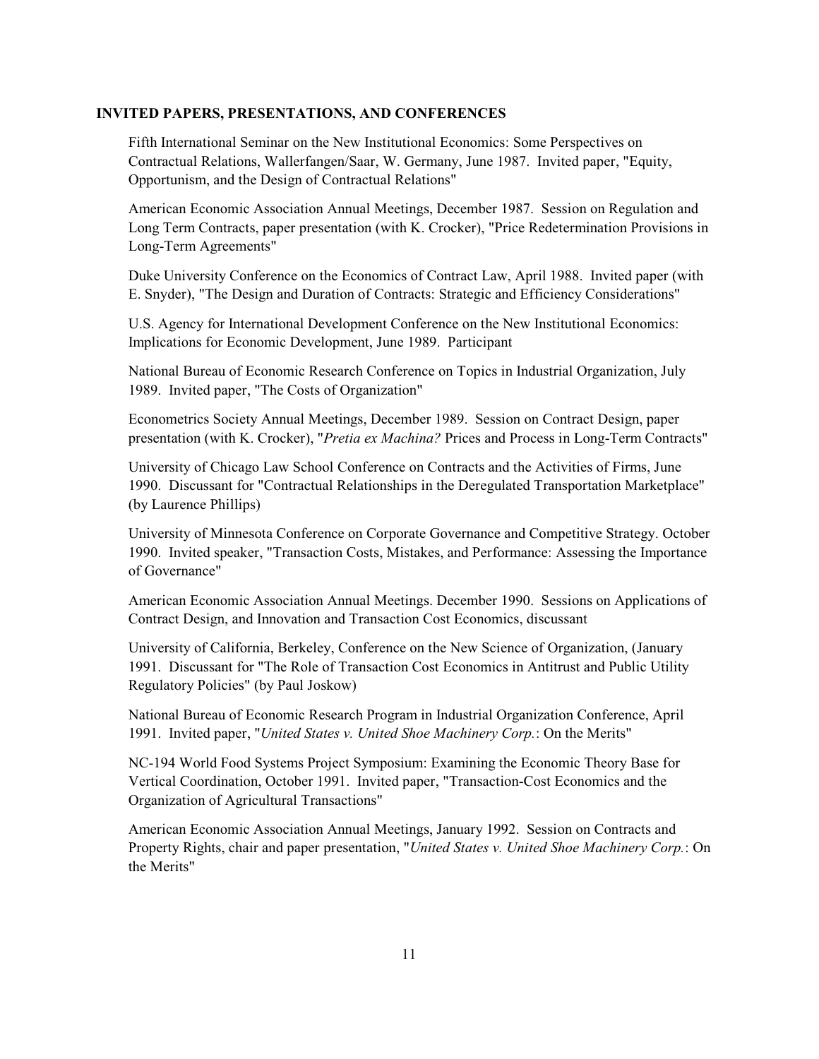**INVITED PAPERS, PRESENTATIONS, AND CONFERENCES**

Fifth International Seminar on the New Institutional Economics: Some Perspectives on Contractual Relations, Wallerfangen/Saar, W. Germany, June 1987. Invited paper, "Equity, Opportunism, and the Design of Contractual Relations"

American Economic Association Annual Meetings, December 1987. Session on Regulation and Long Term Contracts, paper presentation (with K. Crocker), "Price Redetermination Provisions in Long-Term Agreements"

Duke University Conference on the Economics of Contract Law, April 1988. Invited paper (with E. Snyder), "The Design and Duration of Contracts: Strategic and Efficiency Considerations"

U.S. Agency for International Development Conference on the New Institutional Economics: Implications for Economic Development, June 1989. Participant

National Bureau of Economic Research Conference on Topics in Industrial Organization, July 1989. Invited paper, "The Costs of Organization"

Econometrics Society Annual Meetings, December 1989. Session on Contract Design, paper presentation (with K. Crocker), "*Pretia ex Machina?* Prices and Process in Long-Term Contracts"

University of Chicago Law School Conference on Contracts and the Activities of Firms, June 1990. Discussant for "Contractual Relationships in the Deregulated Transportation Marketplace" (by Laurence Phillips)

University of Minnesota Conference on Corporate Governance and Competitive Strategy. October 1990. Invited speaker, "Transaction Costs, Mistakes, and Performance: Assessing the Importance of Governance"

American Economic Association Annual Meetings. December 1990. Sessions on Applications of Contract Design, and Innovation and Transaction Cost Economics, discussant

University of California, Berkeley, Conference on the New Science of Organization, (January 1991. Discussant for "The Role of Transaction Cost Economics in Antitrust and Public Utility Regulatory Policies" (by Paul Joskow)

National Bureau of Economic Research Program in Industrial Organization Conference, April 1991. Invited paper, "*United States v. United Shoe Machinery Corp.*: On the Merits"

NC-194 World Food Systems Project Symposium: Examining the Economic Theory Base for Vertical Coordination, October 1991. Invited paper, "Transaction-Cost Economics and the Organization of Agricultural Transactions"

American Economic Association Annual Meetings, January 1992. Session on Contracts and Property Rights, chair and paper presentation, "*United States v. United Shoe Machinery Corp.*: On the Merits"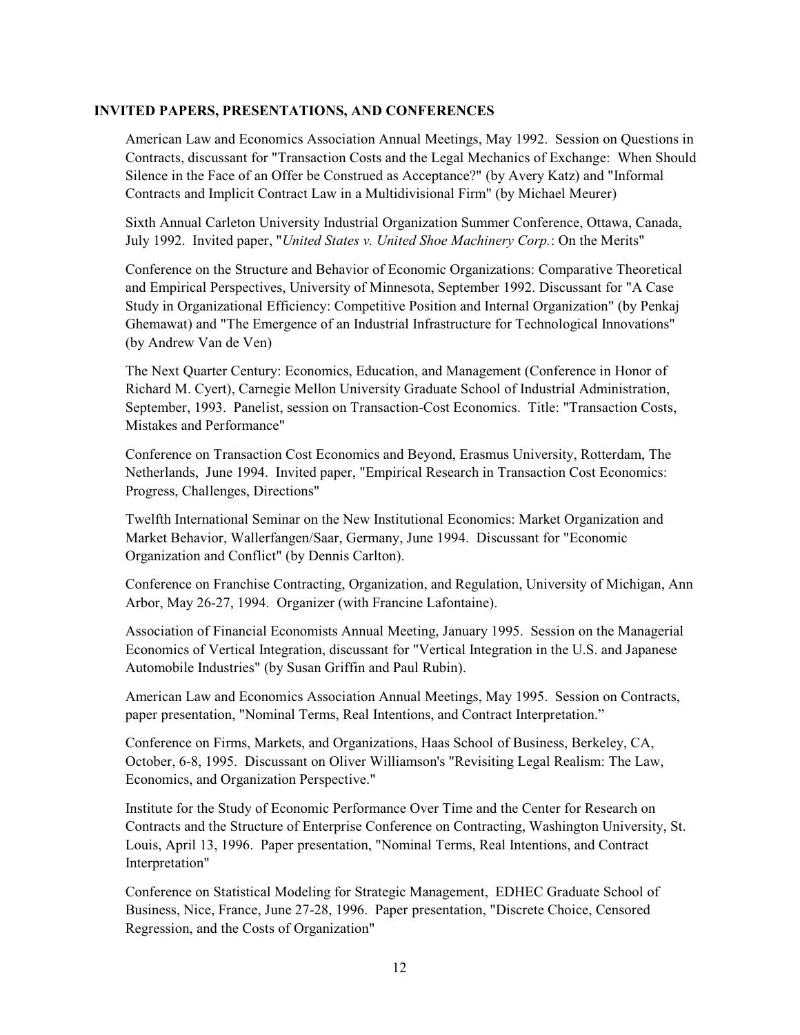**INVITED PAPERS, PRESENTATIONS, AND CONFERENCES**

American Law and Economics Association Annual Meetings, May 1992. Session on Questions in Contracts, discussant for "Transaction Costs and the Legal Mechanics of Exchange: When Should Silence in the Face of an Offer be Construed as Acceptance?" (by Avery Katz) and "Informal Contracts and Implicit Contract Law in a Multidivisional Firm" (by Michael Meurer)

Sixth Annual Carleton University Industrial Organization Summer Conference, Ottawa, Canada, July 1992. Invited paper, "*United States v. United Shoe Machinery Corp.*: On the Merits"

Conference on the Structure and Behavior of Economic Organizations: Comparative Theoretical and Empirical Perspectives, University of Minnesota, September 1992. Discussant for "A Case Study in Organizational Efficiency: Competitive Position and Internal Organization" (by Penkaj Ghemawat) and "The Emergence of an Industrial Infrastructure for Technological Innovations" (by Andrew Van de Ven)

The Next Quarter Century: Economics, Education, and Management (Conference in Honor of Richard M. Cyert), Carnegie Mellon University Graduate School of Industrial Administration, September, 1993. Panelist, session on Transaction-Cost Economics. Title: "Transaction Costs, Mistakes and Performance"

Conference on Transaction Cost Economics and Beyond, Erasmus University, Rotterdam, The Netherlands, June 1994. Invited paper, "Empirical Research in Transaction Cost Economics: Progress, Challenges, Directions"

Twelfth International Seminar on the New Institutional Economics: Market Organization and Market Behavior, Wallerfangen/Saar, Germany, June 1994. Discussant for "Economic Organization and Conflict" (by Dennis Carlton).

Conference on Franchise Contracting, Organization, and Regulation, University of Michigan, Ann Arbor, May 26-27, 1994. Organizer (with Francine Lafontaine).

Association of Financial Economists Annual Meeting, January 1995. Session on the Managerial Economics of Vertical Integration, discussant for "Vertical Integration in the U.S. and Japanese Automobile Industries" (by Susan Griffin and Paul Rubin).

American Law and Economics Association Annual Meetings, May 1995. Session on Contracts, paper presentation, "Nominal Terms, Real Intentions, and Contract Interpretation."

Conference on Firms, Markets, and Organizations, Haas School of Business, Berkeley, CA, October, 6-8, 1995. Discussant on Oliver Williamson's "Revisiting Legal Realism: The Law, Economics, and Organization Perspective."

Institute for the Study of Economic Performance Over Time and the Center for Research on Contracts and the Structure of Enterprise Conference on Contracting, Washington University, St. Louis, April 13, 1996. Paper presentation, "Nominal Terms, Real Intentions, and Contract Interpretation"

Conference on Statistical Modeling for Strategic Management, EDHEC Graduate School of Business, Nice, France, June 27-28, 1996. Paper presentation, "Discrete Choice, Censored Regression, and the Costs of Organization"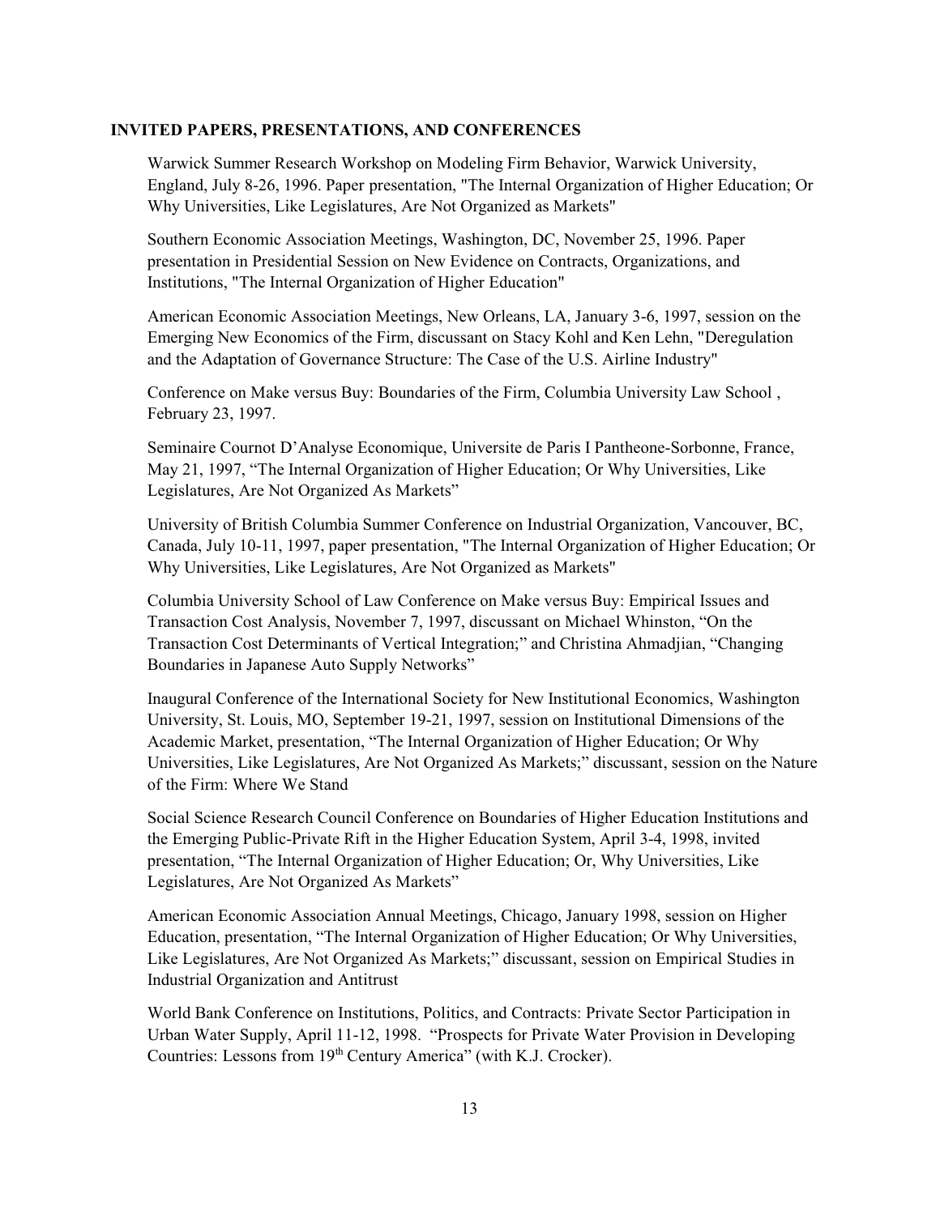## INVITED PAPERS, PRESENTATIONS, AND CONFERENCES

Warwick Summer Research Workshop on Modeling Firm Behavior, Warwick University, England, July 8-26, 1996. Paper presentation, "The Internal Organization of Higher Education; Or Why Universities, Like Legislatures, Are Not Organized as Markets"

Southern Economic Association Meetings, Washington, DC, November 25, 1996. Paper presentation in Presidential Session on New Evidence on Contracts, Organizations, and Institutions, "The Internal Organization of Higher Education"

American Economic Association Meetings, New Orleans, LA, January 3-6, 1997, session on the Emerging New Economics of the Firm, discussant on Stacy Kohl and Ken Lehn, "Deregulation and the Adaptation of Governance Structure: The Case of the U.S. Airline Industry"

Conference on Make versus Buy: Boundaries of the Firm, Columbia University Law School , February 23, 1997.

Seminaire Cournot D'Analyse Economique, Universite de Paris I Pantheone-Sorbonne, France, May 21, 1997, "The Internal Organization of Higher Education; Or Why Universities, Like Legislatures, Are Not Organized As Markets"

University of British Columbia Summer Conference on Industrial Organization, Vancouver, BC, Canada, July 10-11, 1997, paper presentation, "The Internal Organization of Higher Education; Or Why Universities, Like Legislatures, Are Not Organized as Markets"

Columbia University School of Law Conference on Make versus Buy: Empirical Issues and Transaction Cost Analysis, November 7, 1997, discussant on Michael Whinston, "On the Transaction Cost Determinants of Vertical Integration;" and Christina Ahmadjian, "Changing Boundaries in Japanese Auto Supply Networks"

Inaugural Conference of the International Society for New Institutional Economics, Washington University, St. Louis, MO, September 19-21, 1997, session on Institutional Dimensions of the Academic Market, presentation, "The Internal Organization of Higher Education; Or Why Universities, Like Legislatures, Are Not Organized As Markets;" discussant, session on the Nature of the Firm: Where We Stand

Social Science Research Council Conference on Boundaries of Higher Education Institutions and the Emerging Public-Private Rift in the Higher Education System, April 3-4, 1998, invited presentation, "The Internal Organization of Higher Education; Or, Why Universities, Like Legislatures, Are Not Organized As Markets"

American Economic Association Annual Meetings, Chicago, January 1998, session on Higher Education, presentation, "The Internal Organization of Higher Education; Or Why Universities, Like Legislatures, Are Not Organized As Markets;" discussant, session on Empirical Studies in Industrial Organization and Antitrust

World Bank Conference on Institutions, Politics, and Contracts: Private Sector Participation in Urban Water Supply, April 11-12, 1998. "Prospects for Private Water Provision in Developing Countries: Lessons from 19th Century America" (with K.J. Crocker).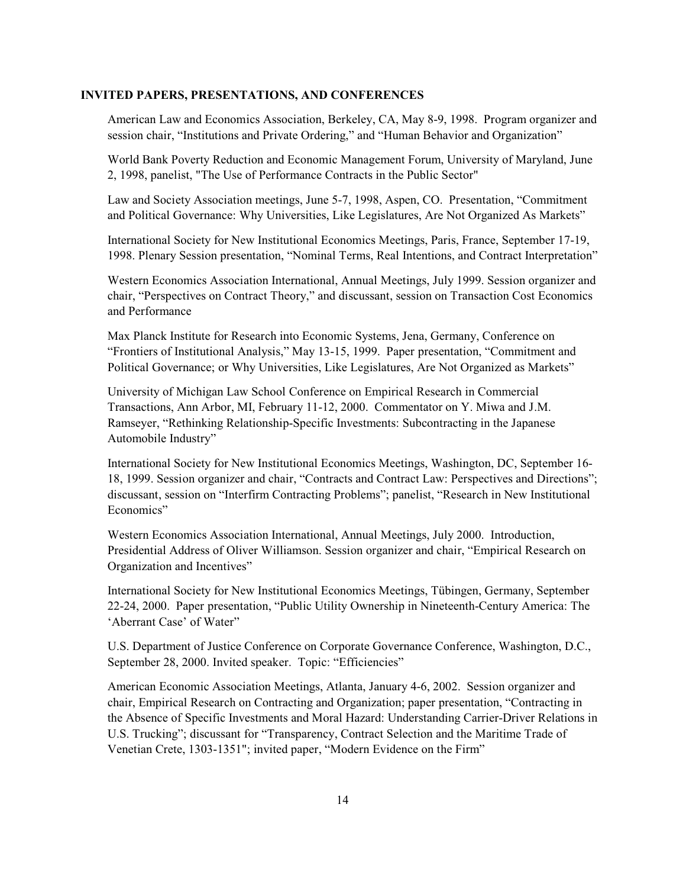**INVITED PAPERS, PRESENTATIONS, AND CONFERENCES**

American Law and Economics Association, Berkeley, CA, May 8-9, 1998. Program organizer and session chair, "Institutions and Private Ordering," and "Human Behavior and Organization"

World Bank Poverty Reduction and Economic Management Forum, University of Maryland, June 2, 1998, panelist, "The Use of Performance Contracts in the Public Sector"

Law and Society Association meetings, June 5-7, 1998, Aspen, CO. Presentation, "Commitment and Political Governance: Why Universities, Like Legislatures, Are Not Organized As Markets"

International Society for New Institutional Economics Meetings, Paris, France, September 17-19, 1998. Plenary Session presentation, "Nominal Terms, Real Intentions, and Contract Interpretation"

Western Economics Association International, Annual Meetings, July 1999. Session organizer and chair, "Perspectives on Contract Theory," and discussant, session on Transaction Cost Economics and Performance

Max Planck Institute for Research into Economic Systems, Jena, Germany, Conference on "Frontiers of Institutional Analysis," May 13-15, 1999. Paper presentation, "Commitment and Political Governance; or Why Universities, Like Legislatures, Are Not Organized as Markets"

University of Michigan Law School Conference on Empirical Research in Commercial Transactions, Ann Arbor, MI, February 11-12, 2000. Commentator on Y. Miwa and J.M. Ramseyer, "Rethinking Relationship-Specific Investments: Subcontracting in the Japanese Automobile Industry"

International Society for New Institutional Economics Meetings, Washington, DC, September 16-18, 1999. Session organizer and chair, "Contracts and Contract Law: Perspectives and Directions"; discussant, session on "Interfirm Contracting Problems"; panelist, "Research in New Institutional Economics"

Western Economics Association International, Annual Meetings, July 2000. Introduction, Presidential Address of Oliver Williamson. Session organizer and chair, "Empirical Research on Organization and Incentives"

International Society for New Institutional Economics Meetings, Tübingen, Germany, September 22-24, 2000. Paper presentation, "Public Utility Ownership in Nineteenth-Century America: The 'Aberrant Case' of Water"

U.S. Department of Justice Conference on Corporate Governance Conference, Washington, D.C., September 28, 2000. Invited speaker. Topic: "Efficiencies"

American Economic Association Meetings, Atlanta, January 4-6, 2002. Session organizer and chair, Empirical Research on Contracting and Organization; paper presentation, "Contracting in the Absence of Specific Investments and Moral Hazard: Understanding Carrier-Driver Relations in U.S. Trucking"; discussant for "Transparency, Contract Selection and the Maritime Trade of Venetian Crete, 1303-1351"; invited paper, "Modern Evidence on the Firm"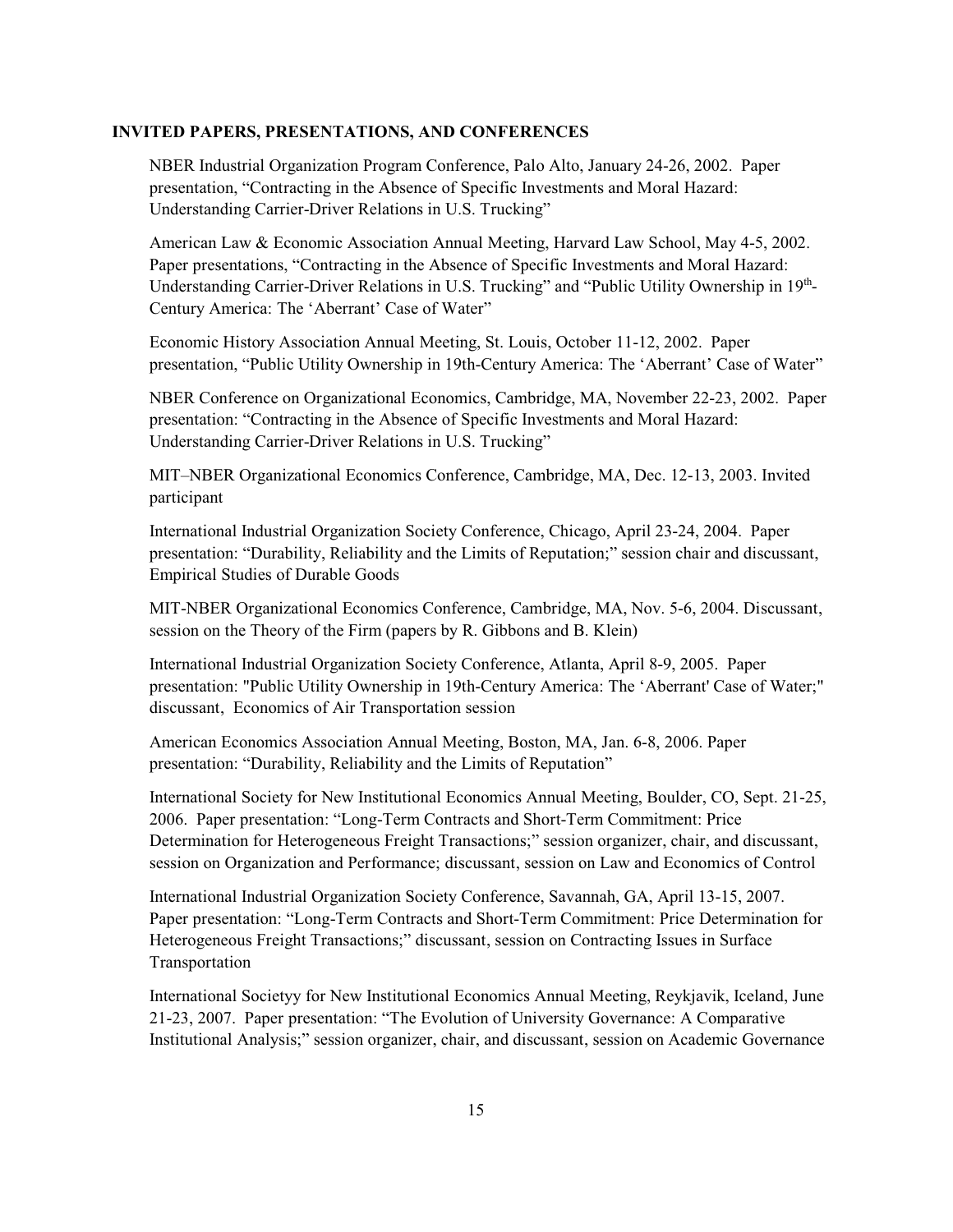**INVITED PAPERS, PRESENTATIONS, AND CONFERENCES**

NBER Industrial Organization Program Conference, Palo Alto, January 24-26, 2002. Paper presentation, "Contracting in the Absence of Specific Investments and Moral Hazard: Understanding Carrier-Driver Relations in U.S. Trucking"

American Law & Economic Association Annual Meeting, Harvard Law School, May 4-5, 2002. Paper presentations, "Contracting in the Absence of Specific Investments and Moral Hazard: Understanding Carrier-Driver Relations in U.S. Trucking" and "Public Utility Ownership in 19th-Century America: The 'Aberrant' Case of Water"

Economic History Association Annual Meeting, St. Louis, October 11-12, 2002. Paper presentation, "Public Utility Ownership in 19th-Century America: The 'Aberrant' Case of Water"

NBER Conference on Organizational Economics, Cambridge, MA, November 22-23, 2002. Paper presentation: "Contracting in the Absence of Specific Investments and Moral Hazard: Understanding Carrier-Driver Relations in U.S. Trucking"

MIT–NBER Organizational Economics Conference, Cambridge, MA, Dec. 12-13, 2003. Invited participant

International Industrial Organization Society Conference, Chicago, April 23-24, 2004. Paper presentation: "Durability, Reliability and the Limits of Reputation;" session chair and discussant, Empirical Studies of Durable Goods

MIT-NBER Organizational Economics Conference, Cambridge, MA, Nov. 5-6, 2004. Discussant, session on the Theory of the Firm (papers by R. Gibbons and B. Klein)

International Industrial Organization Society Conference, Atlanta, April 8-9, 2005. Paper presentation: "Public Utility Ownership in 19th-Century America: The 'Aberrant' Case of Water;" discussant, Economics of Air Transportation session

American Economics Association Annual Meeting, Boston, MA, Jan. 6-8, 2006. Paper presentation: "Durability, Reliability and the Limits of Reputation"

International Society for New Institutional Economics Annual Meeting, Boulder, CO, Sept. 21-25, 2006. Paper presentation: "Long-Term Contracts and Short-Term Commitment: Price Determination for Heterogeneous Freight Transactions;" session organizer, chair, and discussant, session on Organization and Performance; discussant, session on Law and Economics of Control

International Industrial Organization Society Conference, Savannah, GA, April 13-15, 2007. Paper presentation: "Long-Term Contracts and Short-Term Commitment: Price Determination for Heterogeneous Freight Transactions;" discussant, session on Contracting Issues in Surface Transportation

International Societyy for New Institutional Economics Annual Meeting, Reykjavik, Iceland, June 21-23, 2007. Paper presentation: "The Evolution of University Governance: A Comparative Institutional Analysis;" session organizer, chair, and discussant, session on Academic Governance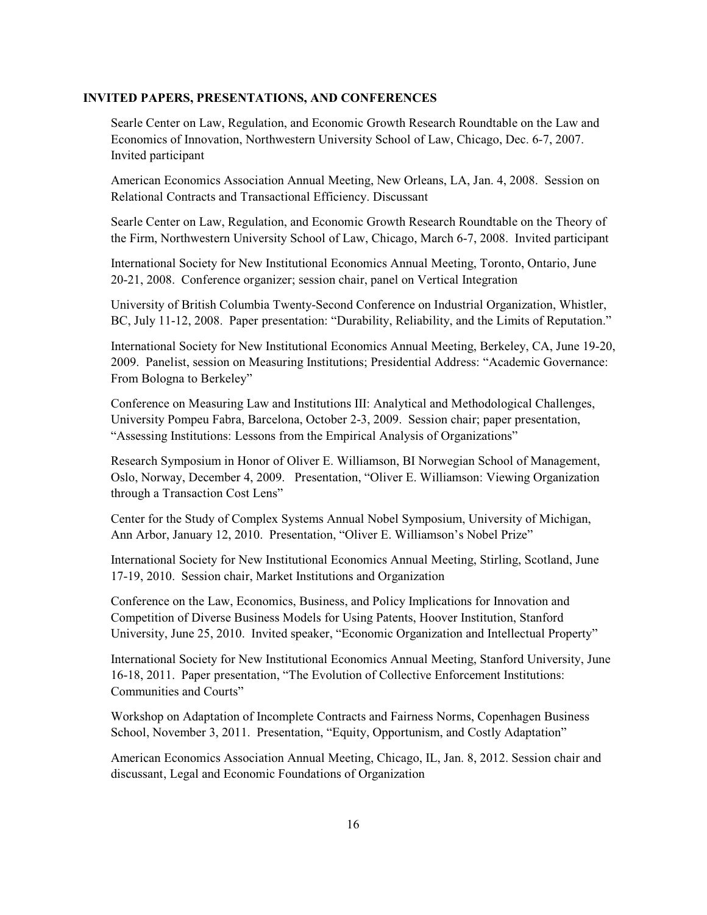### INVITED PAPERS, PRESENTATIONS, AND CONFERENCES

Searle Center on Law, Regulation, and Economic Growth Research Roundtable on the Law and Economics of Innovation, Northwestern University School of Law, Chicago, Dec. 6-7, 2007. Invited participant

American Economics Association Annual Meeting, New Orleans, LA, Jan. 4, 2008. Session on Relational Contracts and Transactional Efficiency. Discussant

Searle Center on Law, Regulation, and Economic Growth Research Roundtable on the Theory of the Firm, Northwestern University School of Law, Chicago, March 6-7, 2008. Invited participant

International Society for New Institutional Economics Annual Meeting, Toronto, Ontario, June 20-21, 2008. Conference organizer; session chair, panel on Vertical Integration

University of British Columbia Twenty-Second Conference on Industrial Organization, Whistler, BC, July 11-12, 2008. Paper presentation: "Durability, Reliability, and the Limits of Reputation."

International Society for New Institutional Economics Annual Meeting, Berkeley, CA, June 19-20, 2009. Panelist, session on Measuring Institutions; Presidential Address: "Academic Governance: From Bologna to Berkeley"

Conference on Measuring Law and Institutions III: Analytical and Methodological Challenges, University Pompeu Fabra, Barcelona, October 2-3, 2009. Session chair; paper presentation, "Assessing Institutions: Lessons from the Empirical Analysis of Organizations"

Research Symposium in Honor of Oliver E. Williamson, BI Norwegian School of Management, Oslo, Norway, December 4, 2009. Presentation, "Oliver E. Williamson: Viewing Organization through a Transaction Cost Lens"

Center for the Study of Complex Systems Annual Nobel Symposium, University of Michigan, Ann Arbor, January 12, 2010. Presentation, "Oliver E. Williamson's Nobel Prize"

International Society for New Institutional Economics Annual Meeting, Stirling, Scotland, June 17-19, 2010. Session chair, Market Institutions and Organization

Conference on the Law, Economics, Business, and Policy Implications for Innovation and Competition of Diverse Business Models for Using Patents, Hoover Institution, Stanford University, June 25, 2010. Invited speaker, "Economic Organization and Intellectual Property"

International Society for New Institutional Economics Annual Meeting, Stanford University, June 16-18, 2011. Paper presentation, "The Evolution of Collective Enforcement Institutions: Communities and Courts"

Workshop on Adaptation of Incomplete Contracts and Fairness Norms, Copenhagen Business School, November 3, 2011. Presentation, "Equity, Opportunism, and Costly Adaptation"

American Economics Association Annual Meeting, Chicago, IL, Jan. 8, 2012. Session chair and discussant, Legal and Economic Foundations of Organization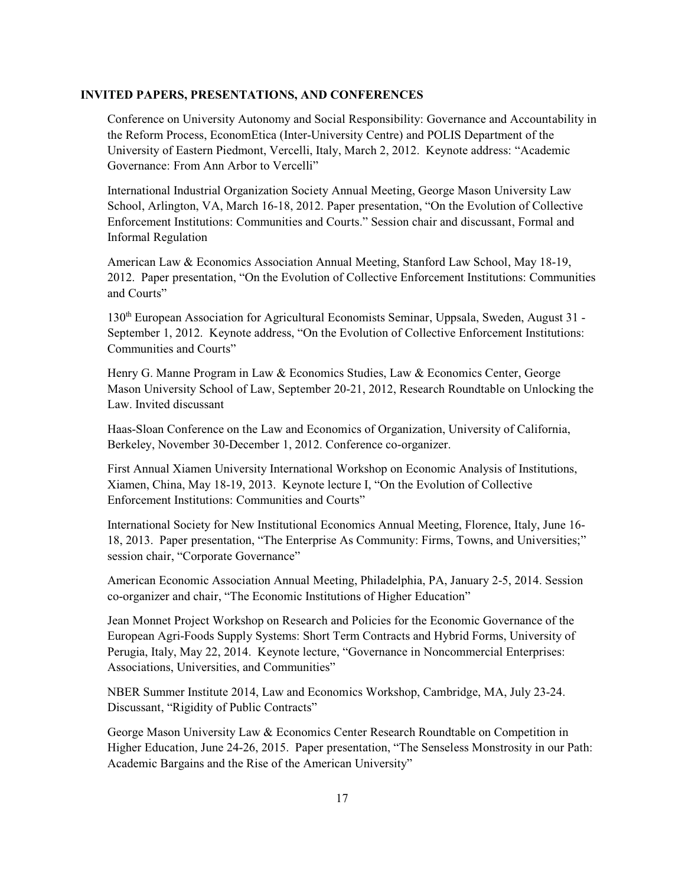## INVITED PAPERS, PRESENTATIONS, AND CONFERENCES

Conference on University Autonomy and Social Responsibility: Governance and Accountability in the Reform Process, EconomEtica (Inter-University Centre) and POLIS Department of the University of Eastern Piedmont, Vercelli, Italy, March 2, 2012. Keynote address: "Academic Governance: From Ann Arbor to Vercelli"

International Industrial Organization Society Annual Meeting, George Mason University Law School, Arlington, VA, March 16-18, 2012. Paper presentation, "On the Evolution of Collective Enforcement Institutions: Communities and Courts." Session chair and discussant, Formal and Informal Regulation

American Law & Economics Association Annual Meeting, Stanford Law School, May 18-19, 2012. Paper presentation, "On the Evolution of Collective Enforcement Institutions: Communities and Courts"

130th European Association for Agricultural Economists Seminar, Uppsala, Sweden, August 31 - September 1, 2012. Keynote address, "On the Evolution of Collective Enforcement Institutions: Communities and Courts"

Henry G. Manne Program in Law & Economics Studies, Law & Economics Center, George Mason University School of Law, September 20-21, 2012, Research Roundtable on Unlocking the Law. Invited discussant

Haas-Sloan Conference on the Law and Economics of Organization, University of California, Berkeley, November 30-December 1, 2012. Conference co-organizer.

First Annual Xiamen University International Workshop on Economic Analysis of Institutions, Xiamen, China, May 18-19, 2013. Keynote lecture I, "On the Evolution of Collective Enforcement Institutions: Communities and Courts"

International Society for New Institutional Economics Annual Meeting, Florence, Italy, June 16-18, 2013. Paper presentation, "The Enterprise As Community: Firms, Towns, and Universities;" session chair, "Corporate Governance"

American Economic Association Annual Meeting, Philadelphia, PA, January 2-5, 2014. Session co-organizer and chair, "The Economic Institutions of Higher Education"

Jean Monnet Project Workshop on Research and Policies for the Economic Governance of the European Agri-Foods Supply Systems: Short Term Contracts and Hybrid Forms, University of Perugia, Italy, May 22, 2014. Keynote lecture, "Governance in Noncommercial Enterprises: Associations, Universities, and Communities"

NBER Summer Institute 2014, Law and Economics Workshop, Cambridge, MA, July 23-24. Discussant, "Rigidity of Public Contracts"

George Mason University Law & Economics Center Research Roundtable on Competition in Higher Education, June 24-26, 2015. Paper presentation, "The Senseless Monstrosity in our Path: Academic Bargains and the Rise of the American University"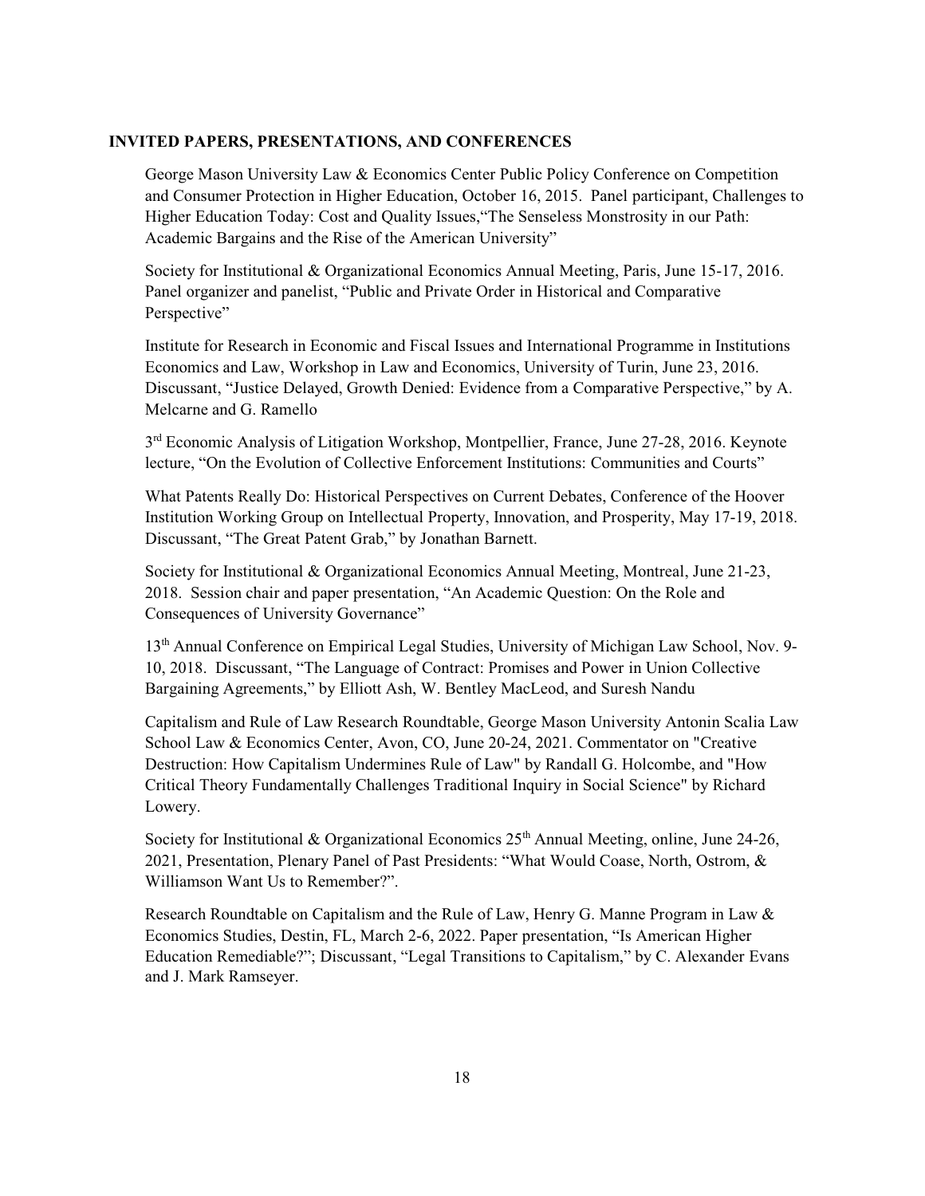**INVITED PAPERS, PRESENTATIONS, AND CONFERENCES**

George Mason University Law & Economics Center Public Policy Conference on Competition and Consumer Protection in Higher Education, October 16, 2015. Panel participant, Challenges to Higher Education Today: Cost and Quality Issues,"The Senseless Monstrosity in our Path: Academic Bargains and the Rise of the American University"

Society for Institutional & Organizational Economics Annual Meeting, Paris, June 15-17, 2016. Panel organizer and panelist, "Public and Private Order in Historical and Comparative Perspective"

Institute for Research in Economic and Fiscal Issues and International Programme in Institutions Economics and Law, Workshop in Law and Economics, University of Turin, June 23, 2016. Discussant, "Justice Delayed, Growth Denied: Evidence from a Comparative Perspective," by A. Melcarne and G. Ramello

3rd Economic Analysis of Litigation Workshop, Montpellier, France, June 27-28, 2016. Keynote lecture, "On the Evolution of Collective Enforcement Institutions: Communities and Courts"

What Patents Really Do: Historical Perspectives on Current Debates, Conference of the Hoover Institution Working Group on Intellectual Property, Innovation, and Prosperity, May 17-19, 2018. Discussant, "The Great Patent Grab," by Jonathan Barnett.

Society for Institutional & Organizational Economics Annual Meeting, Montreal, June 21-23, 2018. Session chair and paper presentation, "An Academic Question: On the Role and Consequences of University Governance"

13th Annual Conference on Empirical Legal Studies, University of Michigan Law School, Nov. 9-10, 2018. Discussant, "The Language of Contract: Promises and Power in Union Collective Bargaining Agreements," by Elliott Ash, W. Bentley MacLeod, and Suresh Nandu

Capitalism and Rule of Law Research Roundtable, George Mason University Antonin Scalia Law School Law & Economics Center, Avon, CO, June 20-24, 2021. Commentator on "Creative Destruction: How Capitalism Undermines Rule of Law" by Randall G. Holcombe, and "How Critical Theory Fundamentally Challenges Traditional Inquiry in Social Science" by Richard Lowery.

Society for Institutional & Organizational Economics 25th Annual Meeting, online, June 24-26, 2021, Presentation, Plenary Panel of Past Presidents: "What Would Coase, North, Ostrom, & Williamson Want Us to Remember?".

Research Roundtable on Capitalism and the Rule of Law, Henry G. Manne Program in Law & Economics Studies, Destin, FL, March 2-6, 2022. Paper presentation, "Is American Higher Education Remediable?"; Discussant, "Legal Transitions to Capitalism," by C. Alexander Evans and J. Mark Ramseyer.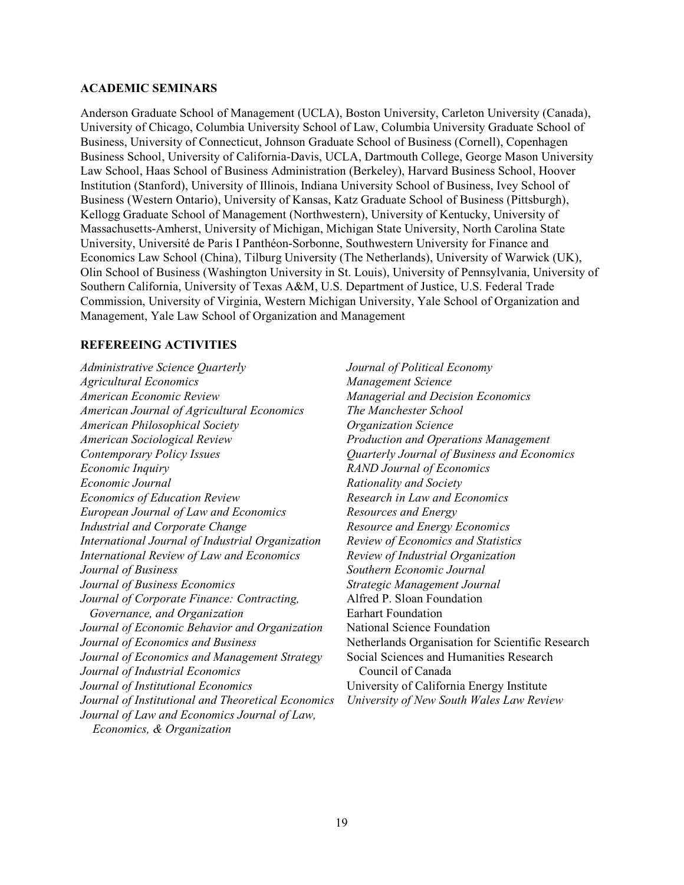## ACADEMIC SEMINARS

Anderson Graduate School of Management (UCLA), Boston University, Carleton University (Canada), University of Chicago, Columbia University School of Law, Columbia University Graduate School of Business, University of Connecticut, Johnson Graduate School of Business (Cornell), Copenhagen Business School, University of California-Davis, UCLA, Dartmouth College, George Mason University Law School, Haas School of Business Administration (Berkeley), Harvard Business School, Hoover Institution (Stanford), University of Illinois, Indiana University School of Business, Ivey School of Business (Western Ontario), University of Kansas, Katz Graduate School of Business (Pittsburgh), Kellogg Graduate School of Management (Northwestern), University of Kentucky, University of Massachusetts-Amherst, University of Michigan, Michigan State University, North Carolina State University, Université de Paris I Panthéon-Sorbonne, Southwestern University for Finance and Economics Law School (China), Tilburg University (The Netherlands), University of Warwick (UK), Olin School of Business (Washington University in St. Louis), University of Pennsylvania, University of Southern California, University of Texas A&M, U.S. Department of Justice, U.S. Federal Trade Commission, University of Virginia, Western Michigan University, Yale School of Organization and Management, Yale Law School of Organization and Management

## REFEREEING ACTIVITIES

*Administrative Science Quarterly*
*Agricultural Economics*
*American Economic Review*
*American Journal of Agricultural Economics*
*American Philosophical Society*
*American Sociological Review*
*Contemporary Policy Issues*
*Economic Inquiry*
*Economic Journal*
*Economics of Education Review*
*European Journal of Law and Economics*
*Industrial and Corporate Change*
*International Journal of Industrial Organization*
*International Review of Law and Economics*
*Journal of Business*
*Journal of Business Economics*
*Journal of Corporate Finance: Contracting, Governance, and Organization*
*Journal of Economic Behavior and Organization*
*Journal of Economics and Business*
*Journal of Economics and Management Strategy*
*Journal of Industrial Economics*
*Journal of Institutional Economics*
*Journal of Institutional and Theoretical Economics*
*Journal of Law and Economics Journal of Law, Economics, & Organization*
*Journal of Political Economy*
*Management Science*
*Managerial and Decision Economics*
*The Manchester School*
*Organization Science*
*Production and Operations Management*
*Quarterly Journal of Business and Economics*
*RAND Journal of Economics*
*Rationality and Society*
*Research in Law and Economics*
*Resources and Energy*
*Resource and Energy Economics*
*Review of Economics and Statistics*
*Review of Industrial Organization*
*Southern Economic Journal*
*Strategic Management Journal*
Alfred P. Sloan Foundation
Earhart Foundation
National Science Foundation
Netherlands Organisation for Scientific Research
Social Sciences and Humanities Research Council of Canada
University of California Energy Institute
*University of New South Wales Law Review*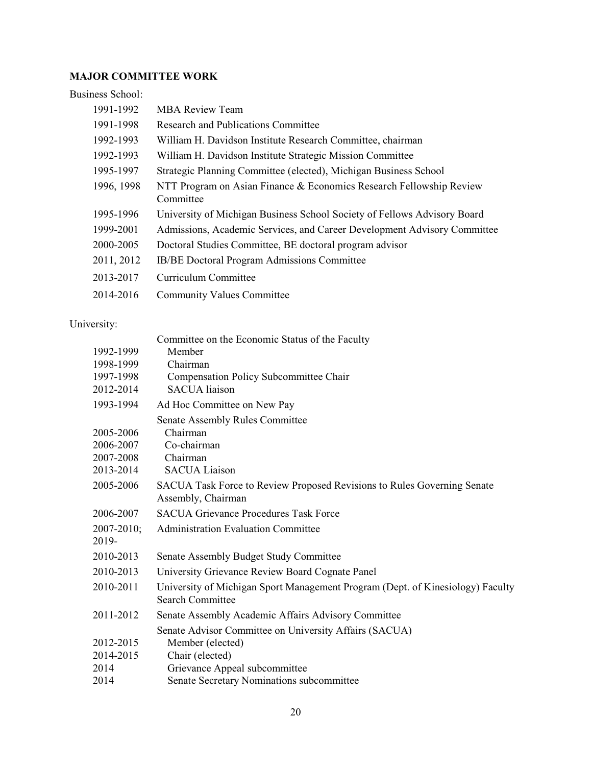**MAJOR COMMITTEE WORK**

Business School:

| | |
|---|---|
| 1991-1992 | MBA Review Team |
| 1991-1998 | Research and Publications Committee |
| 1992-1993 | William H. Davidson Institute Research Committee, chairman |
| 1992-1993 | William H. Davidson Institute Strategic Mission Committee |
| 1995-1997 | Strategic Planning Committee (elected), Michigan Business School |
| 1996, 1998 | NTT Program on Asian Finance & Economics Research Fellowship Review Committee |
| 1995-1996 | University of Michigan Business School Society of Fellows Advisory Board |
| 1999-2001 | Admissions, Academic Services, and Career Development Advisory Committee |
| 2000-2005 | Doctoral Studies Committee, BE doctoral program advisor |
| 2011, 2012 | IB/BE Doctoral Program Admissions Committee |
| 2013-2017 | Curriculum Committee |
| 2014-2016 | Community Values Committee |

University:

| | |
|---|---|
| | Committee on the Economic Status of the Faculty |
| 1992-1999 | Member |
| 1998-1999 | Chairman |
| 1997-1998 | Compensation Policy Subcommittee Chair |
| 2012-2014 | SACUA liaison |
| 1993-1994 | Ad Hoc Committee on New Pay |
| | Senate Assembly Rules Committee |
| 2005-2006 | Chairman |
| 2006-2007 | Co-chairman |
| 2007-2008 | Chairman |
| 2013-2014 | SACUA Liaison |
| 2005-2006 | SACUA Task Force to Review Proposed Revisions to Rules Governing Senate Assembly, Chairman |
| 2006-2007 | SACUA Grievance Procedures Task Force |
| 2007-2010; 2019- | Administration Evaluation Committee |
| 2010-2013 | Senate Assembly Budget Study Committee |
| 2010-2013 | University Grievance Review Board Cognate Panel |
| 2010-2011 | University of Michigan Sport Management Program (Dept. of Kinesiology) Faculty Search Committee |
| 2011-2012 | Senate Assembly Academic Affairs Advisory Committee |
| | Senate Advisor Committee on University Affairs (SACUA) |
| 2012-2015 | Member (elected) |
| 2014-2015 | Chair (elected) |
| 2014 | Grievance Appeal subcommittee |
| 2014 | Senate Secretary Nominations subcommittee |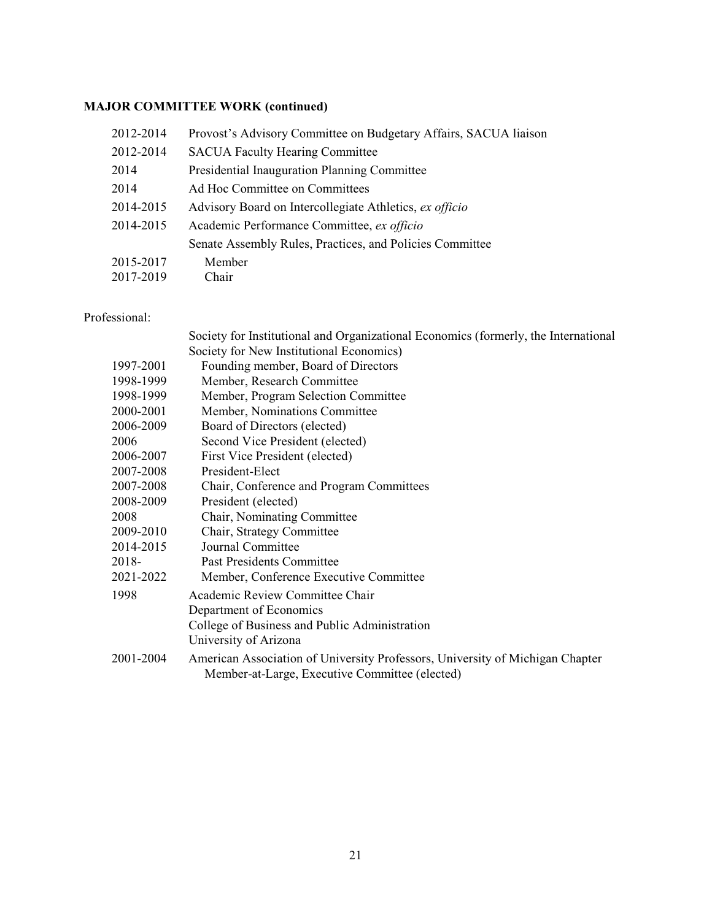**MAJOR COMMITTEE WORK (continued)**

| | |
|---|---|
| 2012-2014 | Provost's Advisory Committee on Budgetary Affairs, SACUA liaison |
| 2012-2014 | SACUA Faculty Hearing Committee |
| 2014 | Presidential Inauguration Planning Committee |
| 2014 | Ad Hoc Committee on Committees |
| 2014-2015 | Advisory Board on Intercollegiate Athletics, *ex officio* |
| 2014-2015 | Academic Performance Committee, *ex officio* |
| | Senate Assembly Rules, Practices, and Policies Committee |
| 2015-2017 | Member |
| 2017-2019 | Chair |

Professional:

| | |
|---|---|
| | Society for Institutional and Organizational Economics (formerly, the International Society for New Institutional Economics) |
| 1997-2001 | Founding member, Board of Directors |
| 1998-1999 | Member, Research Committee |
| 1998-1999 | Member, Program Selection Committee |
| 2000-2001 | Member, Nominations Committee |
| 2006-2009 | Board of Directors (elected) |
| 2006 | Second Vice President (elected) |
| 2006-2007 | First Vice President (elected) |
| 2007-2008 | President-Elect |
| 2007-2008 | Chair, Conference and Program Committees |
| 2008-2009 | President (elected) |
| 2008 | Chair, Nominating Committee |
| 2009-2010 | Chair, Strategy Committee |
| 2014-2015 | Journal Committee |
| 2018- | Past Presidents Committee |
| 2021-2022 | Member, Conference Executive Committee |
| 1998 | Academic Review Committee Chair<br>Department of Economics<br>College of Business and Public Administration<br>University of Arizona |
| 2001-2004 | American Association of University Professors, University of Michigan Chapter<br>Member-at-Large, Executive Committee (elected) |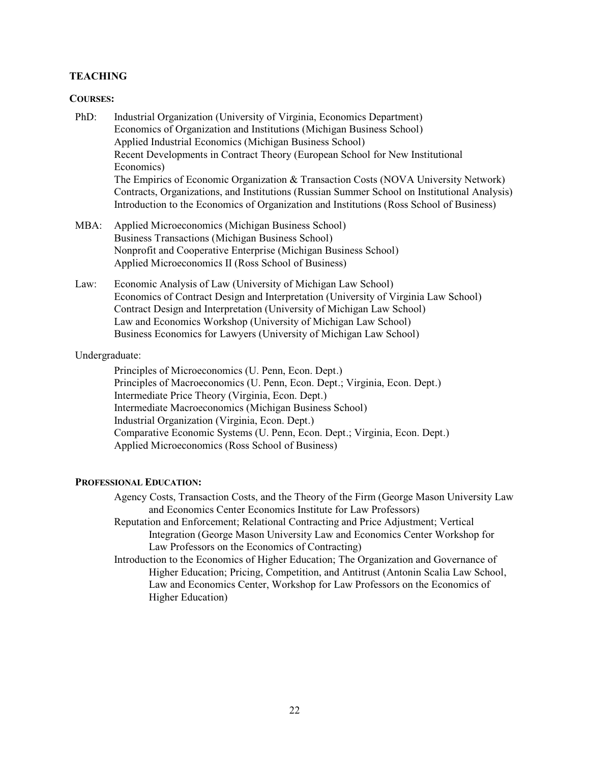## TEACHING

### COURSES:

PhD: Industrial Organization (University of Virginia, Economics Department)
Economics of Organization and Institutions (Michigan Business School)
Applied Industrial Economics (Michigan Business School)
Recent Developments in Contract Theory (European School for New Institutional Economics)
The Empirics of Economic Organization & Transaction Costs (NOVA University Network)
Contracts, Organizations, and Institutions (Russian Summer School on Institutional Analysis)
Introduction to the Economics of Organization and Institutions (Ross School of Business)

MBA: Applied Microeconomics (Michigan Business School)
Business Transactions (Michigan Business School)
Nonprofit and Cooperative Enterprise (Michigan Business School)
Applied Microeconomics II (Ross School of Business)

Law: Economic Analysis of Law (University of Michigan Law School)
Economics of Contract Design and Interpretation (University of Virginia Law School)
Contract Design and Interpretation (University of Michigan Law School)
Law and Economics Workshop (University of Michigan Law School)
Business Economics for Lawyers (University of Michigan Law School)

Undergraduate:

Principles of Microeconomics (U. Penn, Econ. Dept.)
Principles of Macroeconomics (U. Penn, Econ. Dept.; Virginia, Econ. Dept.)
Intermediate Price Theory (Virginia, Econ. Dept.)
Intermediate Macroeconomics (Michigan Business School)
Industrial Organization (Virginia, Econ. Dept.)
Comparative Economic Systems (U. Penn, Econ. Dept.; Virginia, Econ. Dept.)
Applied Microeconomics (Ross School of Business)

### PROFESSIONAL EDUCATION:

Agency Costs, Transaction Costs, and the Theory of the Firm (George Mason University Law and Economics Center Economics Institute for Law Professors)

Reputation and Enforcement; Relational Contracting and Price Adjustment; Vertical Integration (George Mason University Law and Economics Center Workshop for Law Professors on the Economics of Contracting)

Introduction to the Economics of Higher Education; The Organization and Governance of Higher Education; Pricing, Competition, and Antitrust (Antonin Scalia Law School, Law and Economics Center, Workshop for Law Professors on the Economics of Higher Education)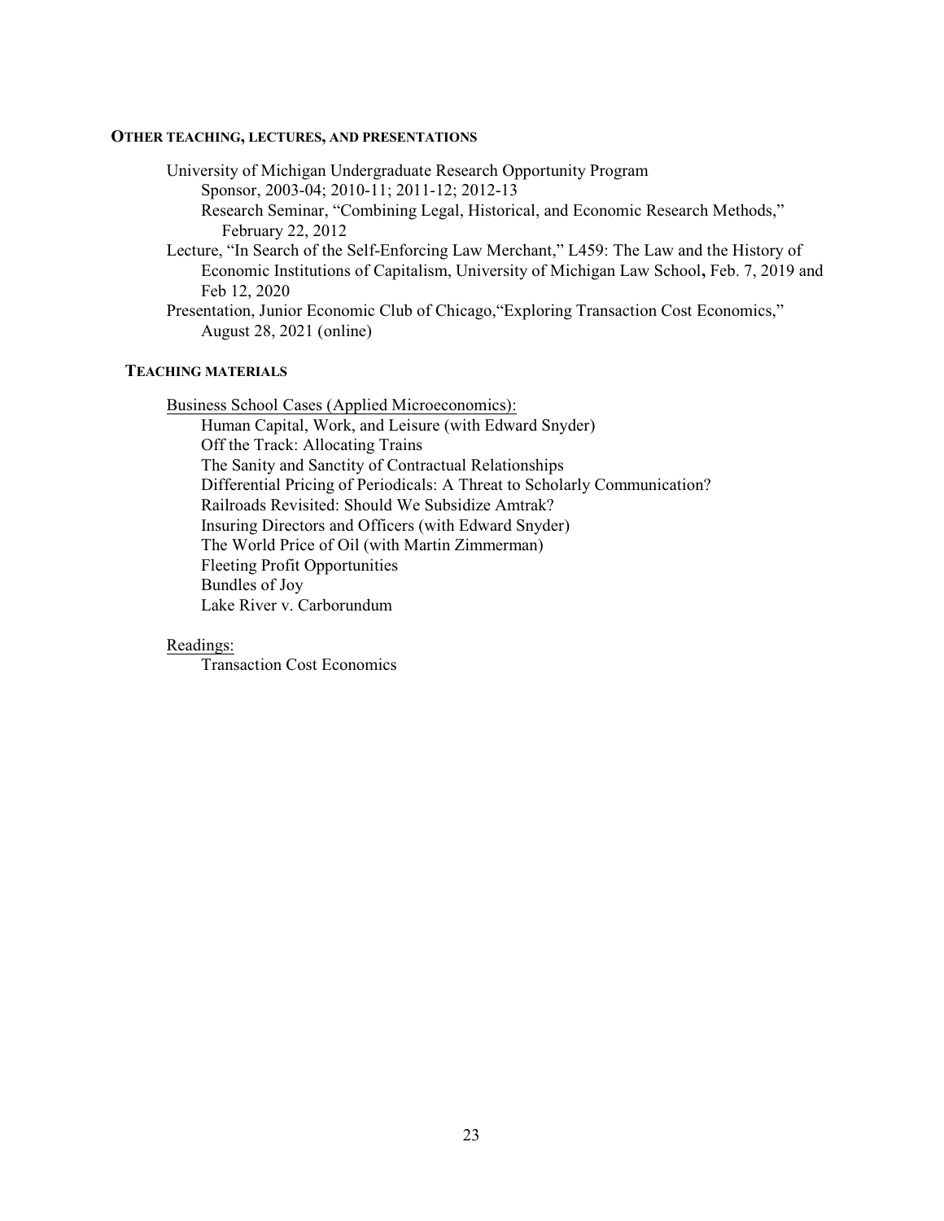## OTHER TEACHING, LECTURES, AND PRESENTATIONS

University of Michigan Undergraduate Research Opportunity Program
- Sponsor, 2003-04; 2010-11; 2011-12; 2012-13
- Research Seminar, "Combining Legal, Historical, and Economic Research Methods," February 22, 2012

Lecture, "In Search of the Self-Enforcing Law Merchant," L459: The Law and the History of Economic Institutions of Capitalism, University of Michigan Law School**,** Feb. 7, 2019 and Feb 12, 2020

Presentation, Junior Economic Club of Chicago,"Exploring Transaction Cost Economics," August 28, 2021 (online)

## TEACHING MATERIALS

Business School Cases (Applied Microeconomics):
- Human Capital, Work, and Leisure (with Edward Snyder)
- Off the Track: Allocating Trains
- The Sanity and Sanctity of Contractual Relationships
- Differential Pricing of Periodicals: A Threat to Scholarly Communication?
- Railroads Revisited: Should We Subsidize Amtrak?
- Insuring Directors and Officers (with Edward Snyder)
- The World Price of Oil (with Martin Zimmerman)
- Fleeting Profit Opportunities
- Bundles of Joy
- Lake River v. Carborundum

Readings:
- Transaction Cost Economics